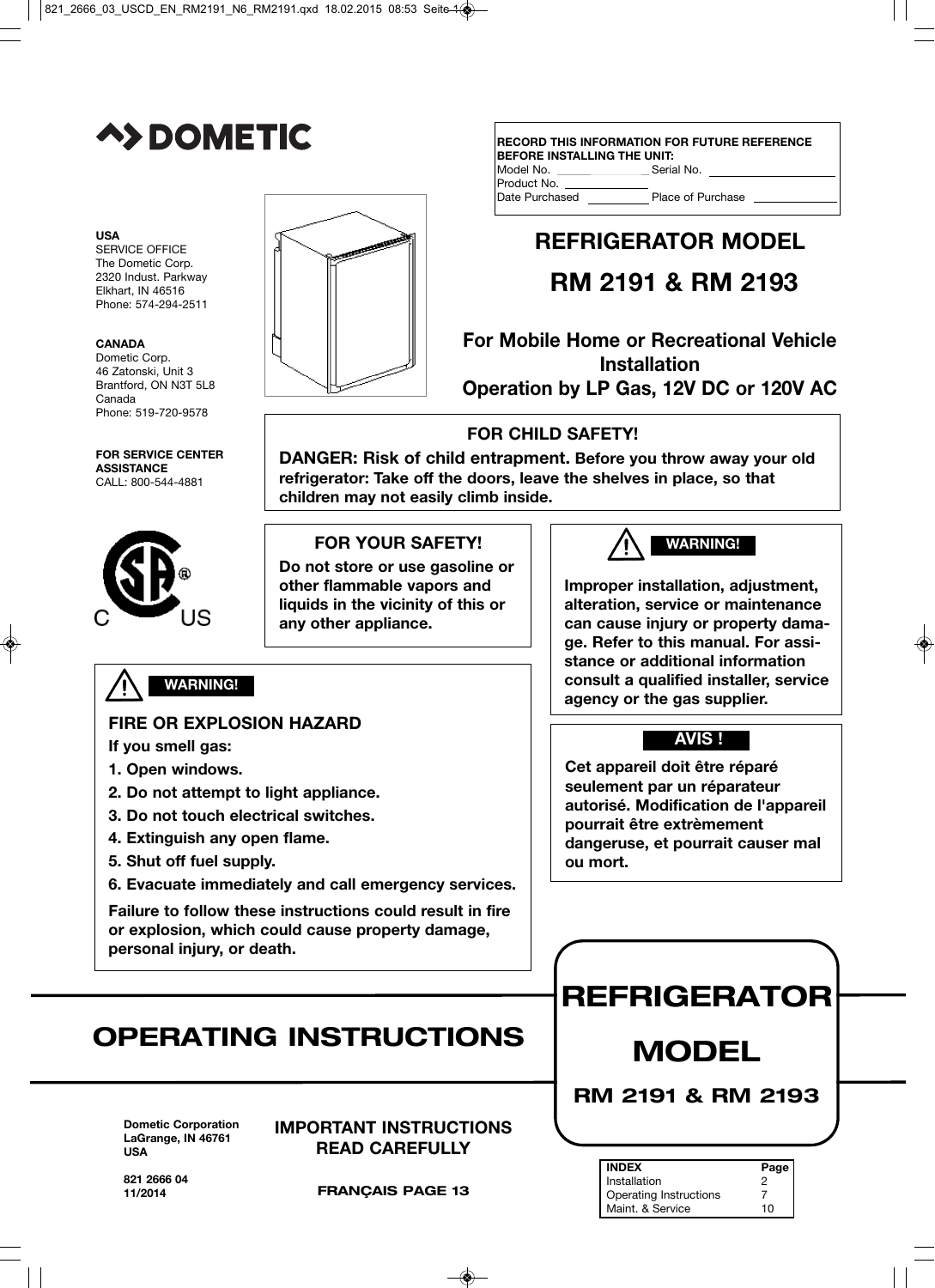# DOMETIC

**RECORD THIS INFORMATION FOR FUTURE REFERENCE BEFORE INSTALLING THE UNIT:**

Model No. ____________ Serial No. ____________

Product No. ____________

Date Purchased ____________ Place of Purchase ____________

**USA**
SERVICE OFFICE
The Dometic Corp.
2320 Indust. Parkway
Elkhart, IN 46516
Phone: 574-294-2511

**CANADA**
Dometic Corp.
46 Zatonski, Unit 3
Brantford, ON N3T 5L8
Canada
Phone: 519-720-9578

**FOR SERVICE CENTER ASSISTANCE**
CALL: 800-544-4881

# REFRIGERATOR MODEL

# RM 2191 & RM 2193

## For Mobile Home or Recreational Vehicle Installation
## Operation by LP Gas, 12V DC or 120V AC

**FOR CHILD SAFETY!**

**DANGER: Risk of child entrapment. Before you throw away your old refrigerator: Take off the doors, leave the shelves in place, so that children may not easily climb inside.**

**FOR YOUR SAFETY!**

**Do not store or use gasoline or other flammable vapors and liquids in the vicinity of this or any other appliance.**

**WARNING!**

**Improper installation, adjustment, alteration, service or maintenance can cause injury or property damage. Refer to this manual. For assistance or additional information consult a qualified installer, service agency or the gas supplier.**

**WARNING!**

**FIRE OR EXPLOSION HAZARD**

**If you smell gas:**

1. **Open windows.**
2. **Do not attempt to light appliance.**
3. **Do not touch electrical switches.**
4. **Extinguish any open flame.**
5. **Shut off fuel supply.**
6. **Evacuate immediately and call emergency services.**

**Failure to follow these instructions could result in fire or explosion, which could cause property damage, personal injury, or death.**

**AVIS !**

**Cet appareil doit être réparé seulement par un réparateur autorisé. Modification de l'appareil pourrait être extrèmement dangeruse, et pourrait causer mal ou mort.**

# OPERATING INSTRUCTIONS

# REFRIGERATOR MODEL

## RM 2191 & RM 2193

**Dometic Corporation**
**LaGrange, IN 46761**
**USA**

**821 2666 04**
**11/2014**

**IMPORTANT INSTRUCTIONS**
**READ CAREFULLY**

**FRANÇAIS PAGE 13**

| INDEX | Page |
| --- | --- |
| Installation | 2 |
| Operating Instructions | 7 |
| Maint. & Service | 10 |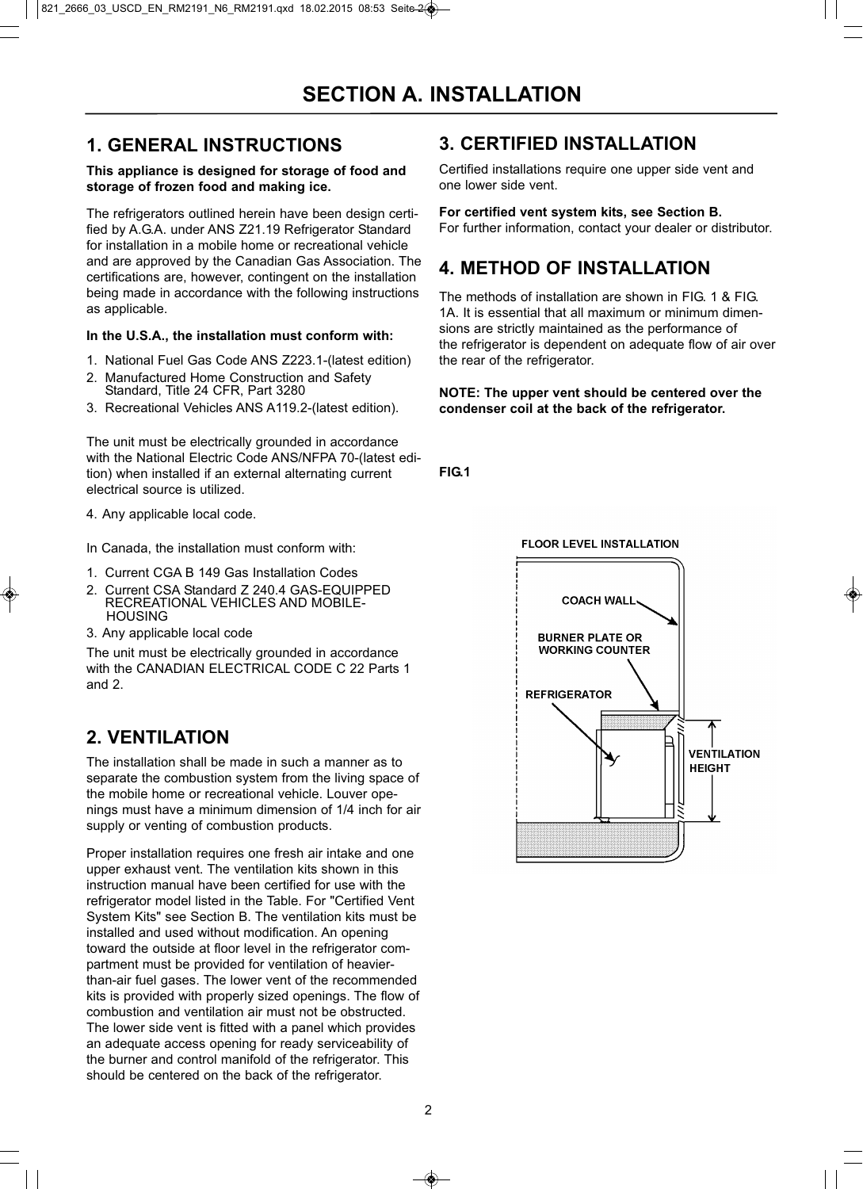# SECTION A. INSTALLATION

## 1. GENERAL INSTRUCTIONS

**This appliance is designed for storage of food and storage of frozen food and making ice.**

The refrigerators outlined herein have been design certified by A.G.A. under ANS Z21.19 Refrigerator Standard for installation in a mobile home or recreational vehicle and are approved by the Canadian Gas Association. The certifications are, however, contingent on the installation being made in accordance with the following instructions as applicable.

**In the U.S.A., the installation must conform with:**

1. National Fuel Gas Code ANS Z223.1-(latest edition)
2. Manufactured Home Construction and Safety Standard, Title 24 CFR, Part 3280
3. Recreational Vehicles ANS A119.2-(latest edition).

The unit must be electrically grounded in accordance with the National Electric Code ANS/NFPA 70-(latest edition) when installed if an external alternating current electrical source is utilized.

4. Any applicable local code.

In Canada, the installation must conform with:

1. Current CGA B 149 Gas Installation Codes
2. Current CSA Standard Z 240.4 GAS-EQUIPPED RECREATIONAL VEHICLES AND MOBILE-HOUSING
3. Any applicable local code

The unit must be electrically grounded in accordance with the CANADIAN ELECTRICAL CODE C 22 Parts 1 and 2.

## 2. VENTILATION

The installation shall be made in such a manner as to separate the combustion system from the living space of the mobile home or recreational vehicle. Louver openings must have a minimum dimension of 1/4 inch for air supply or venting of combustion products.

Proper installation requires one fresh air intake and one upper exhaust vent. The ventilation kits shown in this instruction manual have been certified for use with the refrigerator model listed in the Table. For "Certified Vent System Kits" see Section B. The ventilation kits must be installed and used without modification. An opening toward the outside at floor level in the refrigerator compartment must be provided for ventilation of heavier-than-air fuel gases. The lower vent of the recommended kits is provided with properly sized openings. The flow of combustion and ventilation air must not be obstructed. The lower side vent is fitted with a panel which provides an adequate access opening for ready serviceability of the burner and control manifold of the refrigerator. This should be centered on the back of the refrigerator.

## 3. CERTIFIED INSTALLATION

Certified installations require one upper side vent and one lower side vent.

**For certified vent system kits, see Section B.**
For further information, contact your dealer or distributor.

## 4. METHOD OF INSTALLATION

The methods of installation are shown in FIG. 1 & FIG. 1A. It is essential that all maximum or minimum dimensions are strictly maintained as the performance of the refrigerator is dependent on adequate flow of air over the rear of the refrigerator.

**NOTE: The upper vent should be centered over the condenser coil at the back of the refrigerator.**

**FIG.1**

FLOOR LEVEL INSTALLATION

COACH WALL

BURNER PLATE OR WORKING COUNTER

REFRIGERATOR

VENTILATION HEIGHT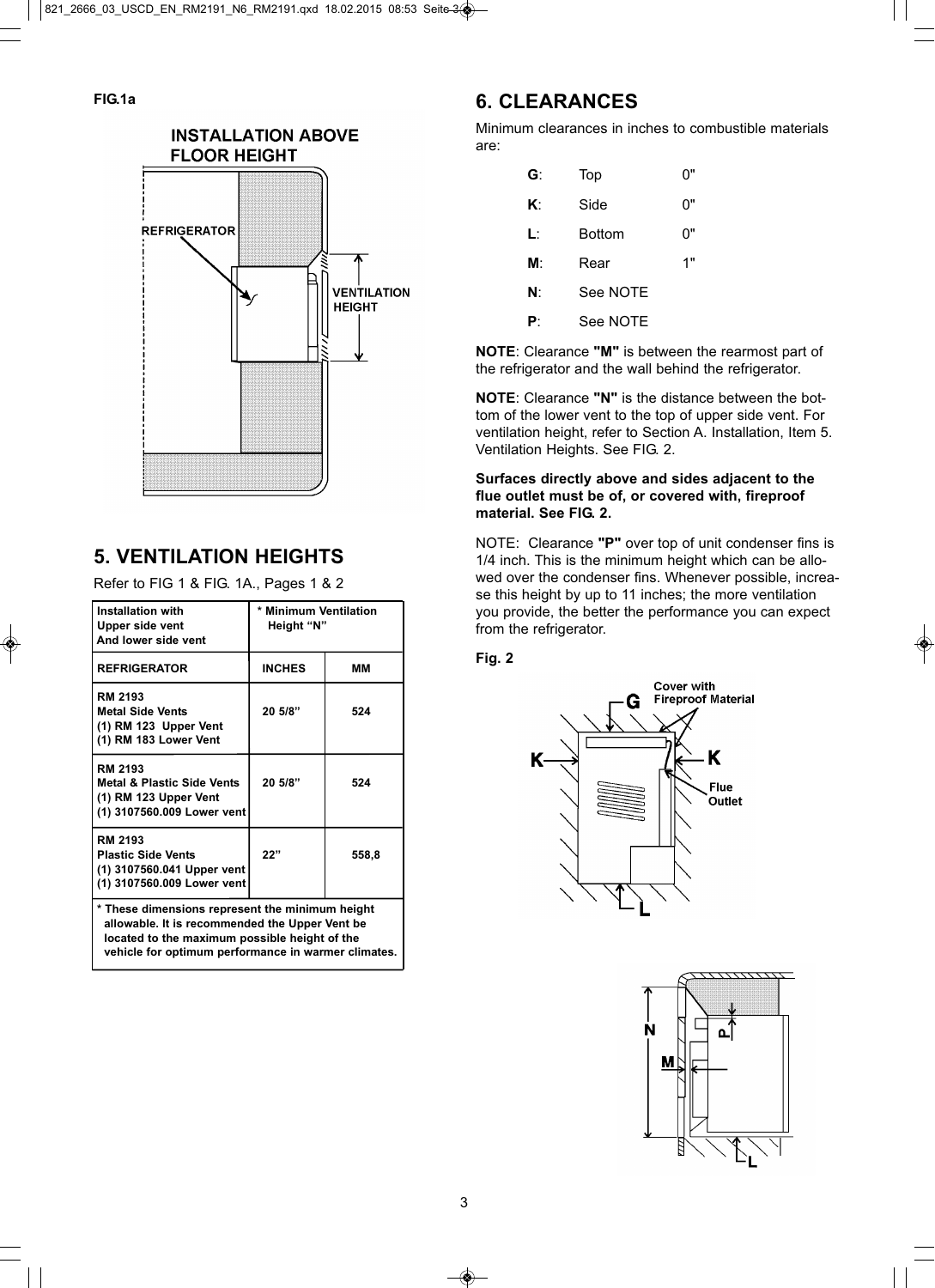FIG.1a

INSTALLATION ABOVE FLOOR HEIGHT

REFRIGERATOR

VENTILATION HEIGHT

## 5. VENTILATION HEIGHTS

Refer to FIG 1 & FIG. 1A., Pages 1 & 2

| Installation with Upper side vent And lower side vent | * Minimum Ventilation Height "N" | |
|---|---|---|
| **REFRIGERATOR** | **INCHES** | **MM** |
| RM 2193<br>Metal Side Vents<br>(1) RM 123 Upper Vent<br>(1) RM 183 Lower Vent | 20 5/8" | 524 |
| RM 2193<br>Metal & Plastic Side Vents<br>(1) RM 123 Upper Vent<br>(1) 3107560.009 Lower vent | 20 5/8" | 524 |
| RM 2193<br>Plastic Side Vents<br>(1) 3107560.041 Upper vent<br>(1) 3107560.009 Lower vent | 22" | 558,8 |

**\* These dimensions represent the minimum height allowable. It is recommended the Upper Vent be located to the maximum possible height of the vehicle for optimum performance in warmer climates.**

## 6. CLEARANCES

Minimum clearances in inches to combustible materials are:

- **G**: Top 0"
- **K**: Side 0"
- **L**: Bottom 0"
- **M**: Rear 1"
- **N**: See NOTE
- **P**: See NOTE

**NOTE**: Clearance **"M"** is between the rearmost part of the refrigerator and the wall behind the refrigerator.

**NOTE**: Clearance **"N"** is the distance between the bottom of the lower vent to the top of upper side vent. For ventilation height, refer to Section A. Installation, Item 5. Ventilation Heights. See FIG. 2.

**Surfaces directly above and sides adjacent to the flue outlet must be of, or covered with, fireproof material. See FIG. 2.**

NOTE: Clearance **"P"** over top of unit condenser fins is 1/4 inch. This is the minimum height which can be allowed over the condenser fins. Whenever possible, increase this height by up to 11 inches; the more ventilation you provide, the better the performance you can expect from the refrigerator.

**Fig. 2**

Cover with Fireproof Material

Flue Outlet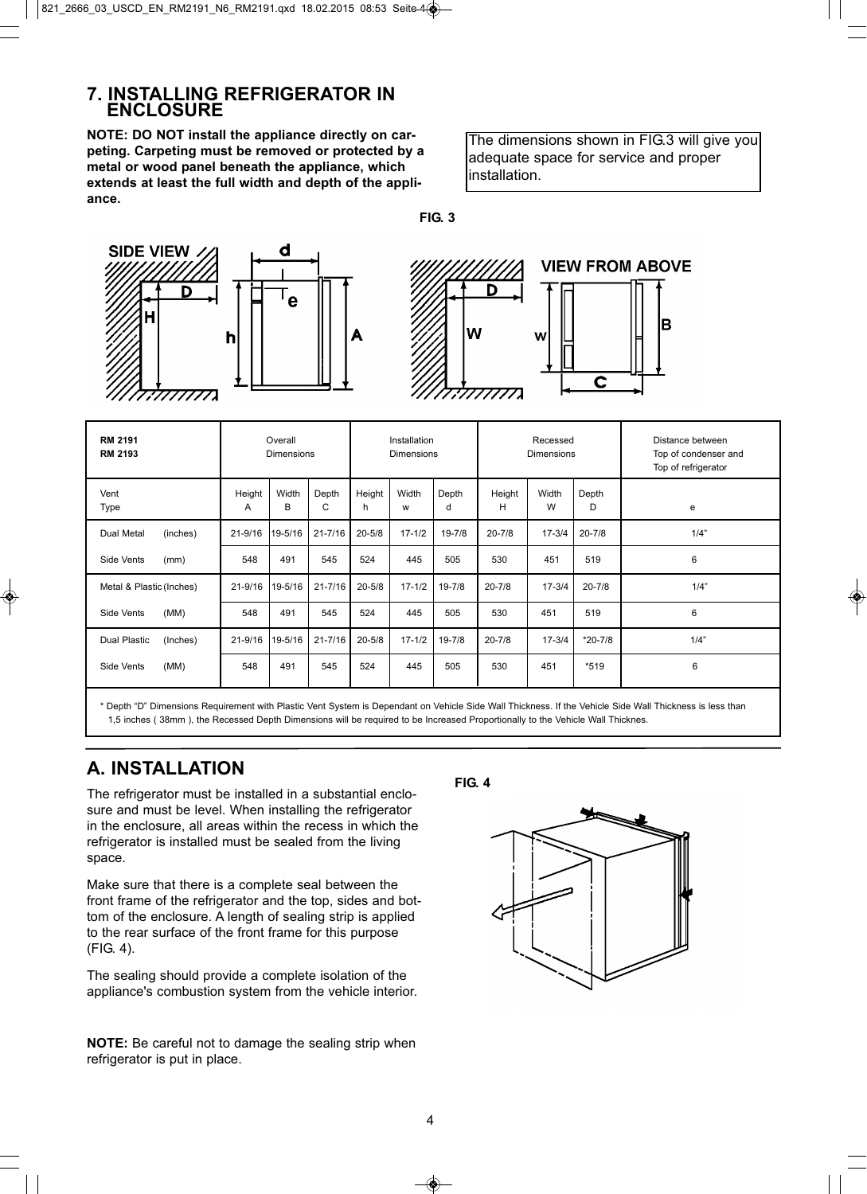## 7. INSTALLING REFRIGERATOR IN ENCLOSURE

**NOTE: DO NOT install the appliance directly on carpeting. Carpeting must be removed or protected by a metal or wood panel beneath the appliance, which extends at least the full width and depth of the appliance.**

The dimensions shown in FIG.3 will give you adequate space for service and proper installation.

**FIG. 3**

| RM 2191 RM 2193 | | Overall Dimensions | | | Installation Dimensions | | | Recessed Dimensions | | | Distance between Top of condenser and Top of refrigerator |
|---|---|---|---|---|---|---|---|---|---|---|---|
| Vent Type | | Height A | Width B | Depth C | Height h | Width w | Depth d | Height H | Width W | Depth D | e |
| Dual Metal | (inches) | 21-9/16 | 19-5/16 | 21-7/16 | 20-5/8 | 17-1/2 | 19-7/8 | 20-7/8 | 17-3/4 | 20-7/8 | 1/4" |
| Side Vents | (mm) | 548 | 491 | 545 | 524 | 445 | 505 | 530 | 451 | 519 | 6 |
| Metal & Plastic | (Inches) | 21-9/16 | 19-5/16 | 21-7/16 | 20-5/8 | 17-1/2 | 19-7/8 | 20-7/8 | 17-3/4 | 20-7/8 | 1/4" |
| Side Vents | (MM) | 548 | 491 | 545 | 524 | 445 | 505 | 530 | 451 | 519 | 6 |
| Dual Plastic | (Inches) | 21-9/16 | 19-5/16 | 21-7/16 | 20-5/8 | 17-1/2 | 19-7/8 | 20-7/8 | 17-3/4 | *20-7/8 | 1/4" |
| Side Vents | (MM) | 548 | 491 | 545 | 524 | 445 | 505 | 530 | 451 | *519 | 6 |

* Depth "D" Dimensions Requirement with Plastic Vent System is Dependant on Vehicle Side Wall Thickness. If the Vehicle Side Wall Thickness is less than 1,5 inches ( 38mm ), the Recessed Depth Dimensions will be required to be Increased Proportionally to the Vehicle Wall Thicknes.

## A. INSTALLATION

The refrigerator must be installed in a substantial enclosure and must be level. When installing the refrigerator in the enclosure, all areas within the recess in which the refrigerator is installed must be sealed from the living space.

Make sure that there is a complete seal between the front frame of the refrigerator and the top, sides and bottom of the enclosure. A length of sealing strip is applied to the rear surface of the front frame for this purpose (FIG. 4).

The sealing should provide a complete isolation of the appliance's combustion system from the vehicle interior.

**NOTE:** Be careful not to damage the sealing strip when refrigerator is put in place.

**FIG. 4**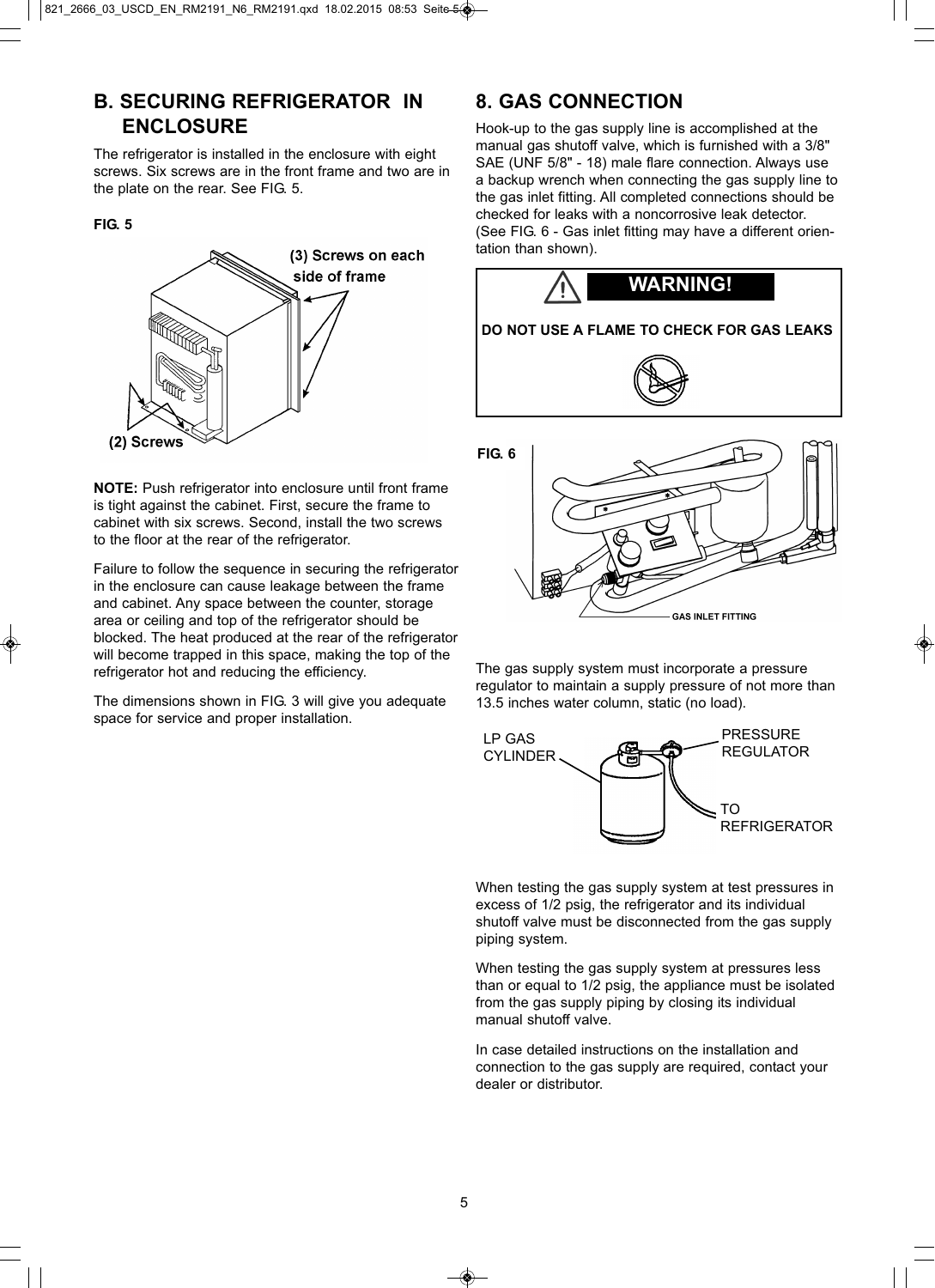## B. SECURING REFRIGERATOR IN ENCLOSURE

The refrigerator is installed in the enclosure with eight screws. Six screws are in the front frame and two are in the plate on the rear. See FIG. 5.

**FIG. 5**

(3) Screws on each side of frame

(2) Screws

**NOTE:** Push refrigerator into enclosure until front frame is tight against the cabinet. First, secure the frame to cabinet with six screws. Second, install the two screws to the floor at the rear of the refrigerator.

Failure to follow the sequence in securing the refrigerator in the enclosure can cause leakage between the frame and cabinet. Any space between the counter, storage area or ceiling and top of the refrigerator should be blocked. The heat produced at the rear of the refrigerator will become trapped in this space, making the top of the refrigerator hot and reducing the efficiency.

The dimensions shown in FIG. 3 will give you adequate space for service and proper installation.

## 8. GAS CONNECTION

Hook-up to the gas supply line is accomplished at the manual gas shutoff valve, which is furnished with a 3/8" SAE (UNF 5/8" - 18) male flare connection. Always use a backup wrench when connecting the gas supply line to the gas inlet fitting. All completed connections should be checked for leaks with a noncorrosive leak detector. (See FIG. 6 - Gas inlet fitting may have a different orientation than shown).

**WARNING!**

**DO NOT USE A FLAME TO CHECK FOR GAS LEAKS**

**FIG. 6**

GAS INLET FITTING

The gas supply system must incorporate a pressure regulator to maintain a supply pressure of not more than 13.5 inches water column, static (no load).

LP GAS CYLINDER

PRESSURE REGULATOR

TO REFRIGERATOR

When testing the gas supply system at test pressures in excess of 1/2 psig, the refrigerator and its individual shutoff valve must be disconnected from the gas supply piping system.

When testing the gas supply system at pressures less than or equal to 1/2 psig, the appliance must be isolated from the gas supply piping by closing its individual manual shutoff valve.

In case detailed instructions on the installation and connection to the gas supply are required, contact your dealer or distributor.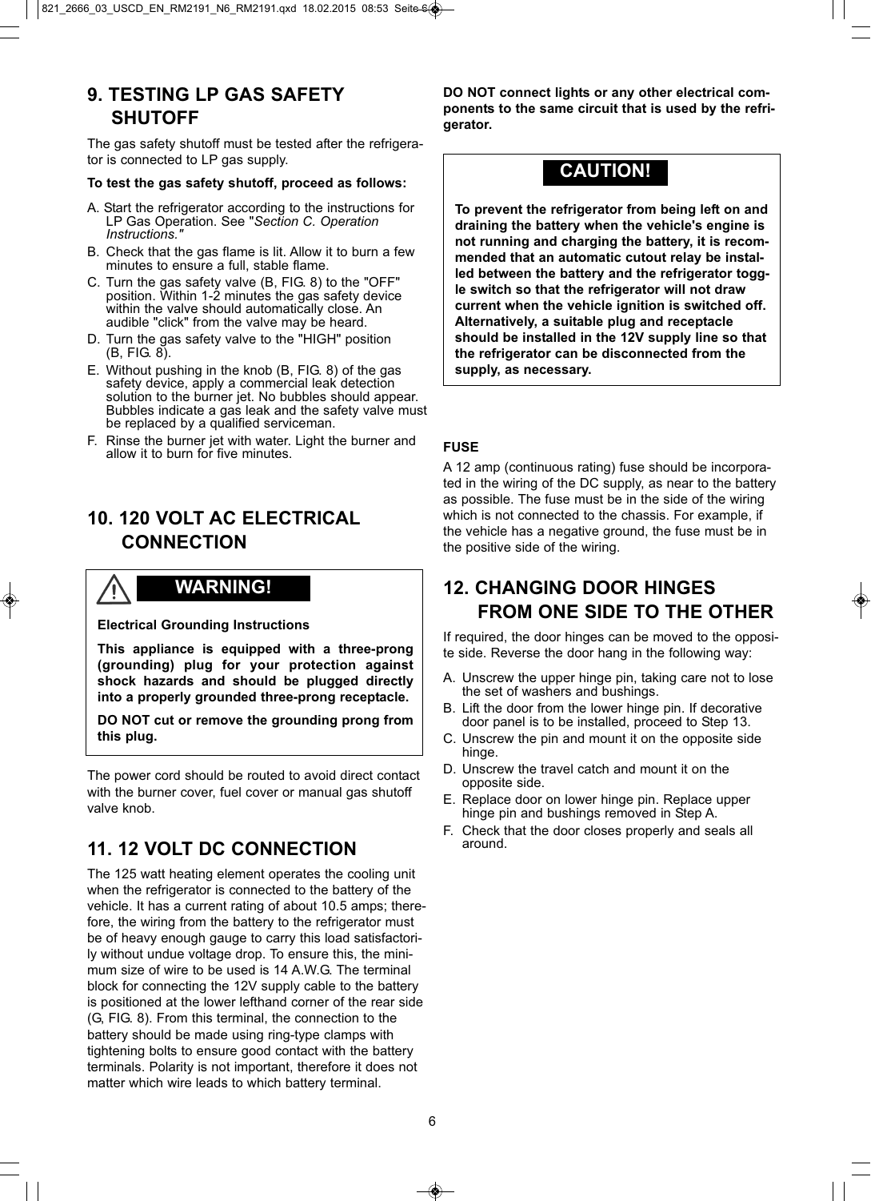## 9. TESTING LP GAS SAFETY SHUTOFF

The gas safety shutoff must be tested after the refrigerator is connected to LP gas supply.

**To test the gas safety shutoff, proceed as follows:**

A. Start the refrigerator according to the instructions for LP Gas Operation. See "*Section C. Operation Instructions.*"

B. Check that the gas flame is lit. Allow it to burn a few minutes to ensure a full, stable flame.

C. Turn the gas safety valve (B, FIG. 8) to the "OFF" position. Within 1-2 minutes the gas safety device within the valve should automatically close. An audible "click" from the valve may be heard.

D. Turn the gas safety valve to the "HIGH" position (B, FIG. 8).

E. Without pushing in the knob (B, FIG. 8) of the gas safety device, apply a commercial leak detection solution to the burner jet. No bubbles should appear. Bubbles indicate a gas leak and the safety valve must be replaced by a qualified serviceman.

F. Rinse the burner jet with water. Light the burner and allow it to burn for five minutes.

## 10. 120 VOLT AC ELECTRICAL CONNECTION

**WARNING!**

**Electrical Grounding Instructions**

**This appliance is equipped with a three-prong (grounding) plug for your protection against shock hazards and should be plugged directly into a properly grounded three-prong receptacle.**

**DO NOT cut or remove the grounding prong from this plug.**

The power cord should be routed to avoid direct contact with the burner cover, fuel cover or manual gas shutoff valve knob.

## 11. 12 VOLT DC CONNECTION

The 125 watt heating element operates the cooling unit when the refrigerator is connected to the battery of the vehicle. It has a current rating of about 10.5 amps; therefore, the wiring from the battery to the refrigerator must be of heavy enough gauge to carry this load satisfactorily without undue voltage drop. To ensure this, the minimum size of wire to be used is 14 A.W.G. The terminal block for connecting the 12V supply cable to the battery is positioned at the lower lefthand corner of the rear side (G, FIG. 8). From this terminal, the connection to the battery should be made using ring-type clamps with tightening bolts to ensure good contact with the battery terminals. Polarity is not important, therefore it does not matter which wire leads to which battery terminal.

**DO NOT connect lights or any other electrical components to the same circuit that is used by the refrigerator.**

**CAUTION!**

**To prevent the refrigerator from being left on and draining the battery when the vehicle's engine is not running and charging the battery, it is recommended that an automatic cutout relay be installed between the battery and the refrigerator toggle switch so that the refrigerator will not draw current when the vehicle ignition is switched off. Alternatively, a suitable plug and receptacle should be installed in the 12V supply line so that the refrigerator can be disconnected from the supply, as necessary.**

**FUSE**

A 12 amp (continuous rating) fuse should be incorporated in the wiring of the DC supply, as near to the battery as possible. The fuse must be in the side of the wiring which is not connected to the chassis. For example, if the vehicle has a negative ground, the fuse must be in the positive side of the wiring.

## 12. CHANGING DOOR HINGES FROM ONE SIDE TO THE OTHER

If required, the door hinges can be moved to the opposite side. Reverse the door hang in the following way:

A. Unscrew the upper hinge pin, taking care not to lose the set of washers and bushings.

B. Lift the door from the lower hinge pin. If decorative door panel is to be installed, proceed to Step 13.

C. Unscrew the pin and mount it on the opposite side hinge.

D. Unscrew the travel catch and mount it on the opposite side.

E. Replace door on lower hinge pin. Replace upper hinge pin and bushings removed in Step A.

F. Check that the door closes properly and seals all around.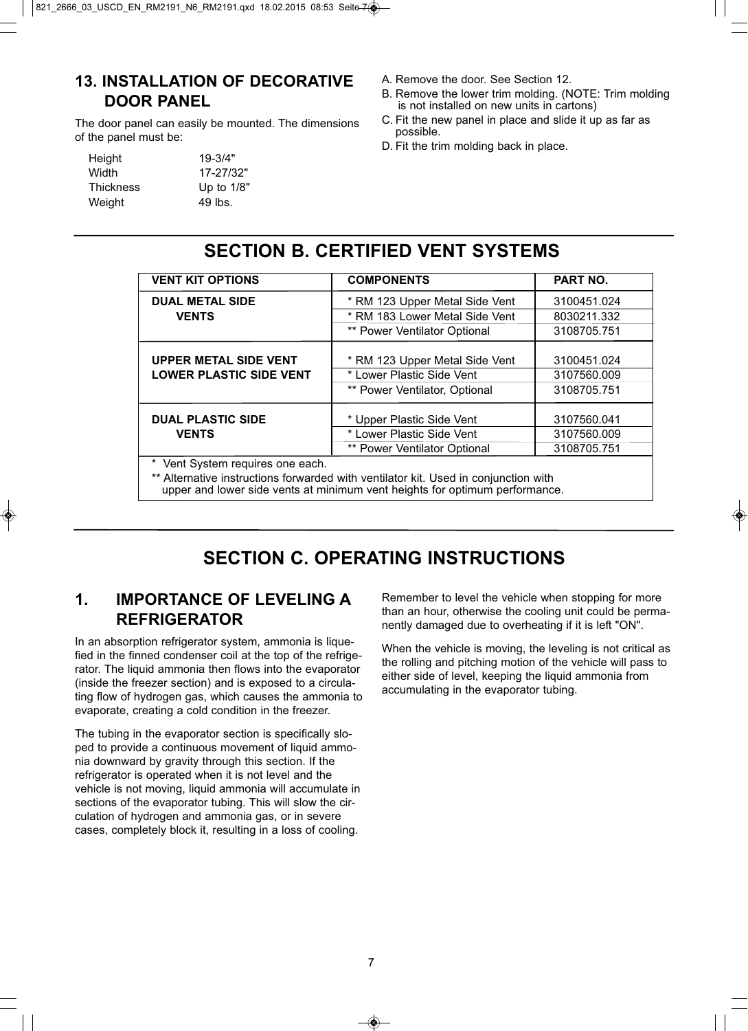## 13. INSTALLATION OF DECORATIVE DOOR PANEL

The door panel can easily be mounted. The dimensions of the panel must be:

| | |
|---|---|
| Height | 19-3/4" |
| Width | 17-27/32" |
| Thickness | Up to 1/8" |
| Weight | 49 lbs. |

A. Remove the door. See Section 12.

B. Remove the lower trim molding. (NOTE: Trim molding is not installed on new units in cartons)

C. Fit the new panel in place and slide it up as far as possible.

D. Fit the trim molding back in place.

# SECTION B. CERTIFIED VENT SYSTEMS

| VENT KIT OPTIONS | COMPONENTS | PART NO. |
|---|---|---|
| DUAL METAL SIDE VENTS | * RM 123 Upper Metal Side Vent | 3100451.024 |
| | * RM 183 Lower Metal Side Vent | 8030211.332 |
| | ** Power Ventilator Optional | 3108705.751 |
| UPPER METAL SIDE VENT LOWER PLASTIC SIDE VENT | * RM 123 Upper Metal Side Vent | 3100451.024 |
| | * Lower Plastic Side Vent | 3107560.009 |
| | ** Power Ventilator, Optional | 3108705.751 |
| DUAL PLASTIC SIDE VENTS | * Upper Plastic Side Vent | 3107560.041 |
| | * Lower Plastic Side Vent | 3107560.009 |
| | ** Power Ventilator Optional | 3108705.751 |

\* Vent System requires one each.

** Alternative instructions forwarded with ventilator kit. Used in conjunction with upper and lower side vents at minimum vent heights for optimum performance.

# SECTION C. OPERATING INSTRUCTIONS

## 1. IMPORTANCE OF LEVELING A REFRIGERATOR

In an absorption refrigerator system, ammonia is liquefied in the finned condenser coil at the top of the refrigerator. The liquid ammonia then flows into the evaporator (inside the freezer section) and is exposed to a circulating flow of hydrogen gas, which causes the ammonia to evaporate, creating a cold condition in the freezer.

The tubing in the evaporator section is specifically sloped to provide a continuous movement of liquid ammonia downward by gravity through this section. If the refrigerator is operated when it is not level and the vehicle is not moving, liquid ammonia will accumulate in sections of the evaporator tubing. This will slow the circulation of hydrogen and ammonia gas, or in severe cases, completely block it, resulting in a loss of cooling.

Remember to level the vehicle when stopping for more than an hour, otherwise the cooling unit could be permanently damaged due to overheating if it is left "ON".

When the vehicle is moving, the leveling is not critical as the rolling and pitching motion of the vehicle will pass to either side of level, keeping the liquid ammonia from accumulating in the evaporator tubing.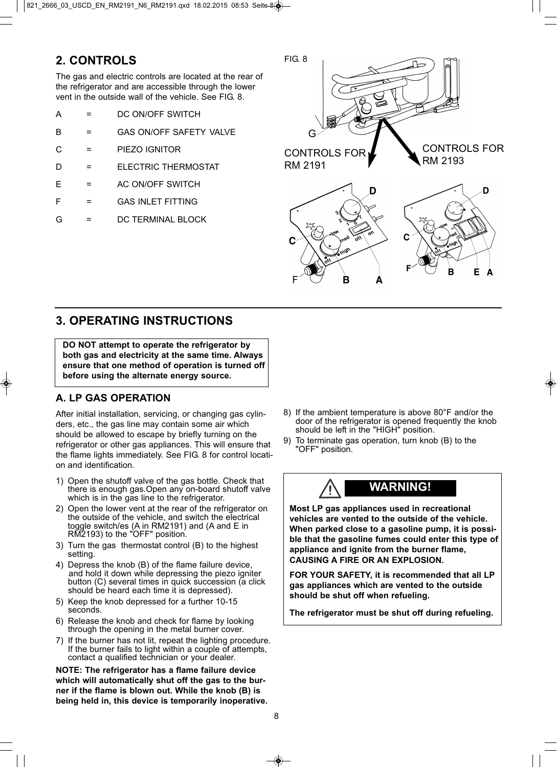## 2. CONTROLS

The gas and electric controls are located at the rear of the refrigerator and are accessible through the lower vent in the outside wall of the vehicle. See FIG. 8.

| | | |
|---|---|---|
| A | = | DC ON/OFF SWITCH |
| B | = | GAS ON/OFF SAFETY VALVE |
| C | = | PIEZO IGNITOR |
| D | = | ELECTRIC THERMOSTAT |
| E | = | AC ON/OFF SWITCH |
| F | = | GAS INLET FITTING |
| G | = | DC TERMINAL BLOCK |

FIG. 8

CONTROLS FOR RM 2191

CONTROLS FOR RM 2193

## 3. OPERATING INSTRUCTIONS

**DO NOT attempt to operate the refrigerator by both gas and electricity at the same time. Always ensure that one method of operation is turned off before using the alternate energy source.**

### A. LP GAS OPERATION

After initial installation, servicing, or changing gas cylinders, etc., the gas line may contain some air which should be allowed to escape by briefly turning on the refrigerator or other gas appliances. This will ensure that the flame lights immediately. See FIG. 8 for control location and identification.

1) Open the shutoff valve of the gas bottle. Check that there is enough gas.Open any on-board shutoff valve which is in the gas line to the refrigerator.
2) Open the lower vent at the rear of the refrigerator on the outside of the vehicle, and switch the electrical toggle switch/es (A in RM2191) and (A and E in RM2193) to the "OFF" position.
3) Turn the gas thermostat control (B) to the highest setting.
4) Depress the knob (B) of the flame failure device, and hold it down while depressing the piezo igniter button (C) several times in quick succession (a click should be heard each time it is depressed).
5) Keep the knob depressed for a further 10-15 seconds.
6) Release the knob and check for flame by looking through the opening in the metal burner cover.
7) If the burner has not lit, repeat the lighting procedure. If the burner fails to light within a couple of attempts, contact a qualified technician or your dealer.

**NOTE: The refrigerator has a flame failure device which will automatically shut off the gas to the burner if the flame is blown out. While the knob (B) is being held in, this device is temporarily inoperative.**

8) If the ambient temperature is above 80°F and/or the door of the refrigerator is opened frequently the knob should be left in the "HIGH" position.
9) To terminate gas operation, turn knob (B) to the "OFF" position.

**WARNING!**

**Most LP gas appliances used in recreational vehicles are vented to the outside of the vehicle. When parked close to a gasoline pump, it is possible that the gasoline fumes could enter this type of appliance and ignite from the burner flame, CAUSING A FIRE OR AN EXPLOSION.**

**FOR YOUR SAFETY, it is recommended that all LP gas appliances which are vented to the outside should be shut off when refueling.**

**The refrigerator must be shut off during refueling.**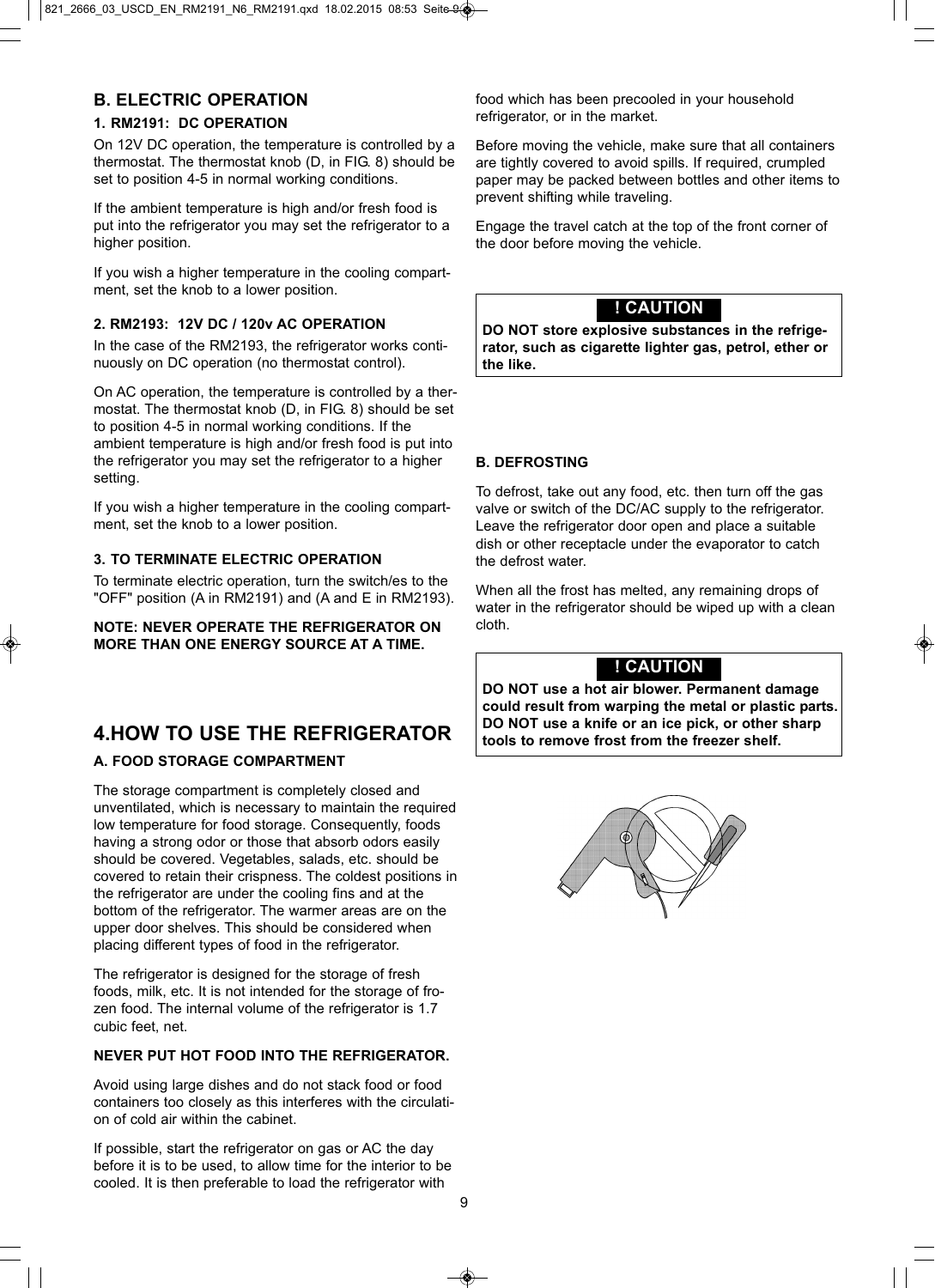## B. ELECTRIC OPERATION

### 1. RM2191: DC OPERATION

On 12V DC operation, the temperature is controlled by a thermostat. The thermostat knob (D, in FIG. 8) should be set to position 4-5 in normal working conditions.

If the ambient temperature is high and/or fresh food is put into the refrigerator you may set the refrigerator to a higher position.

If you wish a higher temperature in the cooling compartment, set the knob to a lower position.

### 2. RM2193: 12V DC / 120v AC OPERATION

In the case of the RM2193, the refrigerator works continuously on DC operation (no thermostat control).

On AC operation, the temperature is controlled by a thermostat. The thermostat knob (D, in FIG. 8) should be set to position 4-5 in normal working conditions. If the ambient temperature is high and/or fresh food is put into the refrigerator you may set the refrigerator to a higher setting.

If you wish a higher temperature in the cooling compartment, set the knob to a lower position.

### 3. TO TERMINATE ELECTRIC OPERATION

To terminate electric operation, turn the switch/es to the "OFF" position (A in RM2191) and (A and E in RM2193).

**NOTE: NEVER OPERATE THE REFRIGERATOR ON MORE THAN ONE ENERGY SOURCE AT A TIME.**

# 4.HOW TO USE THE REFRIGERATOR

### A. FOOD STORAGE COMPARTMENT

The storage compartment is completely closed and unventilated, which is necessary to maintain the required low temperature for food storage. Consequently, foods having a strong odor or those that absorb odors easily should be covered. Vegetables, salads, etc. should be covered to retain their crispness. The coldest positions in the refrigerator are under the cooling fins and at the bottom of the refrigerator. The warmer areas are on the upper door shelves. This should be considered when placing different types of food in the refrigerator.

The refrigerator is designed for the storage of fresh foods, milk, etc. It is not intended for the storage of frozen food. The internal volume of the refrigerator is 1.7 cubic feet, net.

**NEVER PUT HOT FOOD INTO THE REFRIGERATOR.**

Avoid using large dishes and do not stack food or food containers too closely as this interferes with the circulation of cold air within the cabinet.

If possible, start the refrigerator on gas or AC the day before it is to be used, to allow time for the interior to be cooled. It is then preferable to load the refrigerator with food which has been precooled in your household refrigerator, or in the market.

Before moving the vehicle, make sure that all containers are tightly covered to avoid spills. If required, crumpled paper may be packed between bottles and other items to prevent shifting while traveling.

Engage the travel catch at the top of the front corner of the door before moving the vehicle.

> **! CAUTION**
>
> **DO NOT store explosive substances in the refrigerator, such as cigarette lighter gas, petrol, ether or the like.**

### B. DEFROSTING

To defrost, take out any food, etc. then turn off the gas valve or switch of the DC/AC supply to the refrigerator. Leave the refrigerator door open and place a suitable dish or other receptacle under the evaporator to catch the defrost water.

When all the frost has melted, any remaining drops of water in the refrigerator should be wiped up with a clean cloth.

> **! CAUTION**
>
> **DO NOT use a hot air blower. Permanent damage could result from warping the metal or plastic parts. DO NOT use a knife or an ice pick, or other sharp tools to remove frost from the freezer shelf.**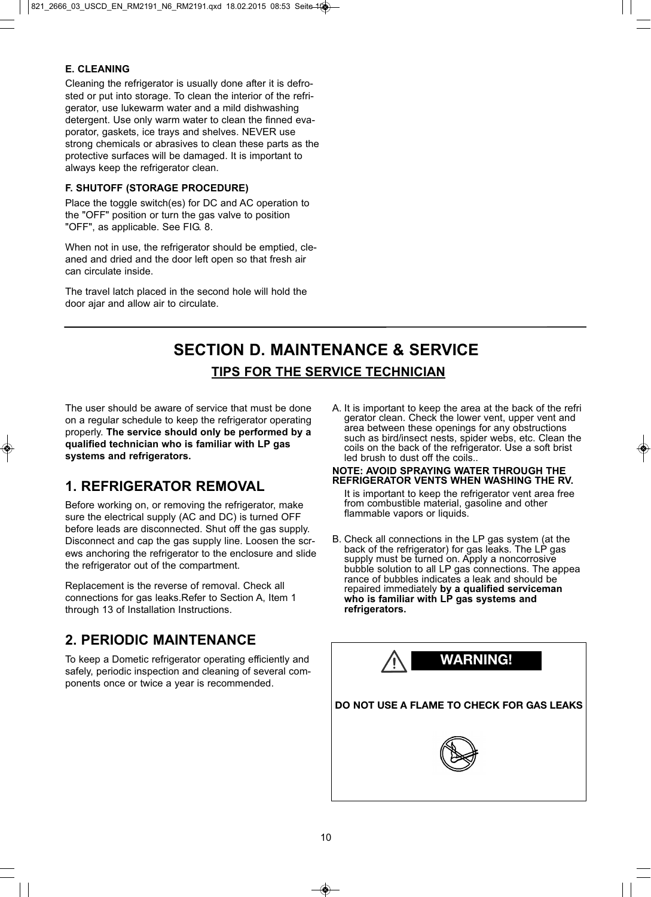**E. CLEANING**

Cleaning the refrigerator is usually done after it is defrosted or put into storage. To clean the interior of the refrigerator, use lukewarm water and a mild dishwashing detergent. Use only warm water to clean the finned evaporator, gaskets, ice trays and shelves. NEVER use strong chemicals or abrasives to clean these parts as the protective surfaces will be damaged. It is important to always keep the refrigerator clean.

**F. SHUTOFF (STORAGE PROCEDURE)**

Place the toggle switch(es) for DC and AC operation to the "OFF" position or turn the gas valve to position "OFF", as applicable. See FIG. 8.

When not in use, the refrigerator should be emptied, cleaned and dried and the door left open so that fresh air can circulate inside.

The travel latch placed in the second hole will hold the door ajar and allow air to circulate.

# SECTION D. MAINTENANCE & SERVICE

## TIPS FOR THE SERVICE TECHNICIAN

The user should be aware of service that must be done on a regular schedule to keep the refrigerator operating properly. **The service should only be performed by a qualified technician who is familiar with LP gas systems and refrigerators.**

## 1. REFRIGERATOR REMOVAL

Before working on, or removing the refrigerator, make sure the electrical supply (AC and DC) is turned OFF before leads are disconnected. Shut off the gas supply. Disconnect and cap the gas supply line. Loosen the screws anchoring the refrigerator to the enclosure and slide the refrigerator out of the compartment.

Replacement is the reverse of removal. Check all connections for gas leaks.Refer to Section A, Item 1 through 13 of Installation Instructions.

## 2. PERIODIC MAINTENANCE

To keep a Dometic refrigerator operating efficiently and safely, periodic inspection and cleaning of several components once or twice a year is recommended.

A. It is important to keep the area at the back of the refrigerator clean. Check the lower vent, upper vent and area between these openings for any obstructions such as bird/insect nests, spider webs, etc. Clean the coils on the back of the refrigerator. Use a soft bristled brush to dust off the coils..

**NOTE: AVOID SPRAYING WATER THROUGH THE REFRIGERATOR VENTS WHEN WASHING THE RV.**

It is important to keep the refrigerator vent area free from combustible material, gasoline and other flammable vapors or liquids.

B. Check all connections in the LP gas system (at the back of the refrigerator) for gas leaks. The LP gas supply must be turned on. Apply a noncorrosive bubble solution to all LP gas connections. The appearance of bubbles indicates a leak and should be repaired immediately **by a qualified serviceman who is familiar with LP gas systems and refrigerators.**

**WARNING!**

**DO NOT USE A FLAME TO CHECK FOR GAS LEAKS**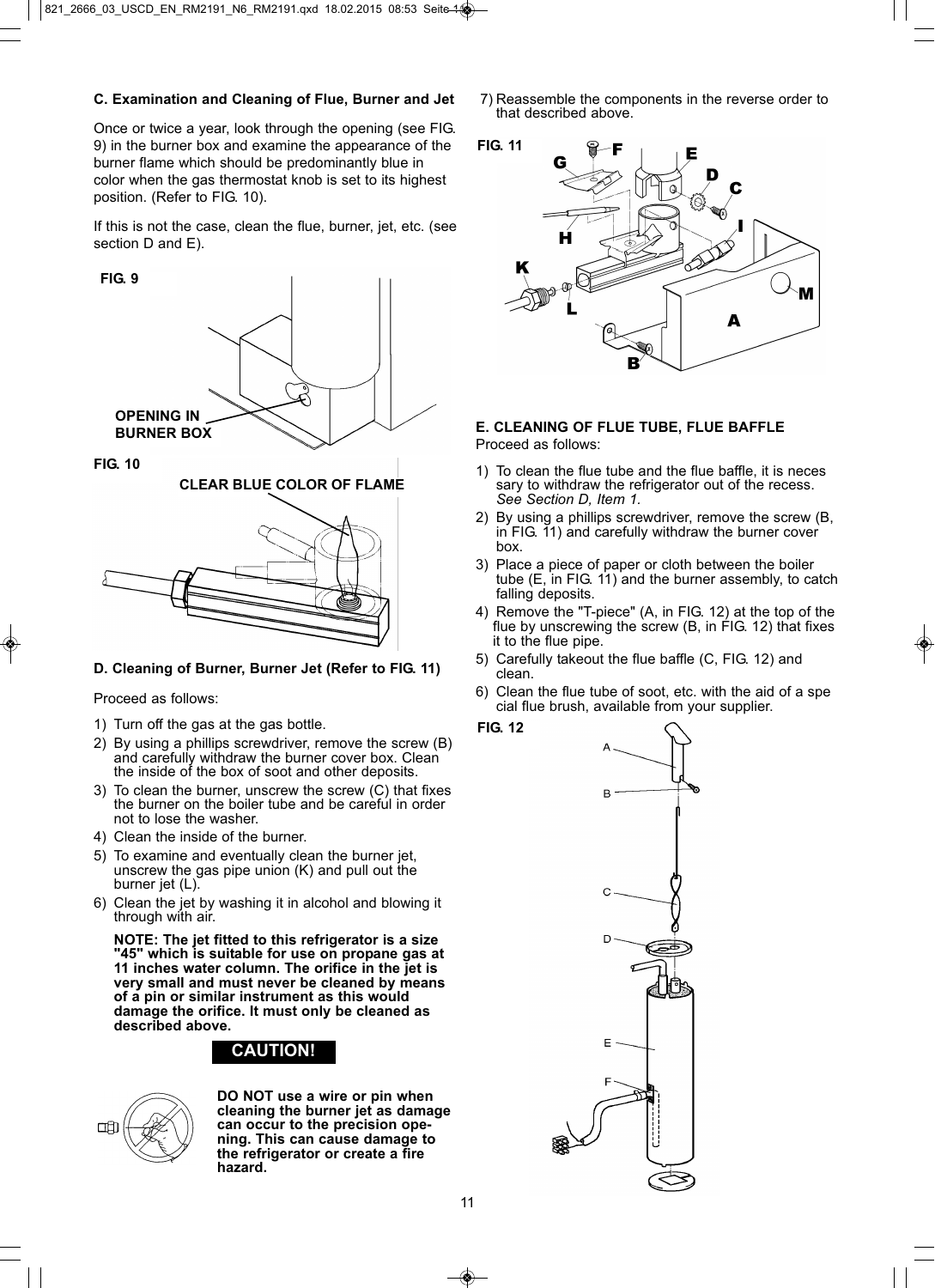### C. Examination and Cleaning of Flue, Burner and Jet

Once or twice a year, look through the opening (see FIG. 9) in the burner box and examine the appearance of the burner flame which should be predominantly blue in color when the gas thermostat knob is set to its highest position. (Refer to FIG. 10).

If this is not the case, clean the flue, burner, jet, etc. (see section D and E).

FIG. 9

OPENING IN BURNER BOX

FIG. 10

CLEAR BLUE COLOR OF FLAME

### D. Cleaning of Burner, Burner Jet (Refer to FIG. 11)

Proceed as follows:

1) Turn off the gas at the gas bottle.
2) By using a phillips screwdriver, remove the screw (B) and carefully withdraw the burner cover box. Clean the inside of the box of soot and other deposits.
3) To clean the burner, unscrew the screw (C) that fixes the burner on the boiler tube and be careful in order not to lose the washer.
4) Clean the inside of the burner.
5) To examine and eventually clean the burner jet, unscrew the gas pipe union (K) and pull out the burner jet (L).
6) Clean the jet by washing it in alcohol and blowing it through with air.

   **NOTE: The jet fitted to this refrigerator is a size "45" which is suitable for use on propane gas at 11 inches water column. The orifice in the jet is very small and must never be cleaned by means of a pin or similar instrument as this would damage the orifice. It must only be cleaned as described above.**

**CAUTION!**

**DO NOT use a wire or pin when cleaning the burner jet as damage can occur to the precision opening. This can cause damage to the refrigerator or create a fire hazard.**

7) Reassemble the components in the reverse order to that described above.

FIG. 11

### E. CLEANING OF FLUE TUBE, FLUE BAFFLE

Proceed as follows:

1) To clean the flue tube and the flue baffle, it is necessary to withdraw the refrigerator out of the recess. *See Section D, Item 1.*
2) By using a phillips screwdriver, remove the screw (B, in FIG. 11) and carefully withdraw the burner cover box.
3) Place a piece of paper or cloth between the boiler tube (E, in FIG. 11) and the burner assembly, to catch falling deposits.
4) Remove the "T-piece" (A, in FIG. 12) at the top of the flue by unscrewing the screw (B, in FIG. 12) that fixes it to the flue pipe.
5) Carefully takeout the flue baffle (C, FIG. 12) and clean.
6) Clean the flue tube of soot, etc. with the aid of a special flue brush, available from your supplier.

FIG. 12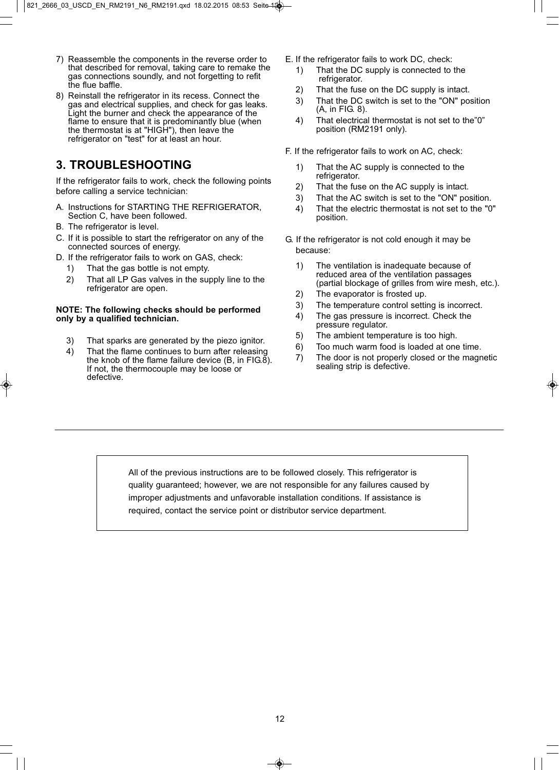7) Reassemble the components in the reverse order to that described for removal, taking care to remake the gas connections soundly, and not forgetting to refit the flue baffle.
8) Reinstall the refrigerator in its recess. Connect the gas and electrical supplies, and check for gas leaks. Light the burner and check the appearance of the flame to ensure that it is predominantly blue (when the thermostat is at "HIGH"), then leave the refrigerator on "test" for at least an hour.

## 3. TROUBLESHOOTING

If the refrigerator fails to work, check the following points before calling a service technician:

A. Instructions for STARTING THE REFRIGERATOR, Section C, have been followed.
B. The refrigerator is level.
C. If it is possible to start the refrigerator on any of the connected sources of energy.
D. If the refrigerator fails to work on GAS, check:
  1) That the gas bottle is not empty.
  2) That all LP Gas valves in the supply line to the refrigerator are open.

**NOTE: The following checks should be performed only by a qualified technician.**

  3) That sparks are generated by the piezo ignitor.
  4) That the flame continues to burn after releasing the knob of the flame failure device (B, in FIG.8). If not, the thermocouple may be loose or defective.

E. If the refrigerator fails to work DC, check:
  1) That the DC supply is connected to the refrigerator.
  2) That the fuse on the DC supply is intact.
  3) That the DC switch is set to the "ON" position (A, in FIG. 8).
  4) That electrical thermostat is not set to the"0" position (RM2191 only).

F. If the refrigerator fails to work on AC, check:
  1) That the AC supply is connected to the refrigerator.
  2) That the fuse on the AC supply is intact.
  3) That the AC switch is set to the "ON" position.
  4) That the electric thermostat is not set to the "0" position.

G. If the refrigerator is not cold enough it may be because:
  1) The ventilation is inadequate because of reduced area of the ventilation passages (partial blockage of grilles from wire mesh, etc.).
  2) The evaporator is frosted up.
  3) The temperature control setting is incorrect.
  4) The gas pressure is incorrect. Check the pressure regulator.
  5) The ambient temperature is too high.
  6) Too much warm food is loaded at one time.
  7) The door is not properly closed or the magnetic sealing strip is defective.

---

All of the previous instructions are to be followed closely. This refrigerator is quality guaranteed; however, we are not responsible for any failures caused by improper adjustments and unfavorable installation conditions. If assistance is required, contact the service point or distributor service department.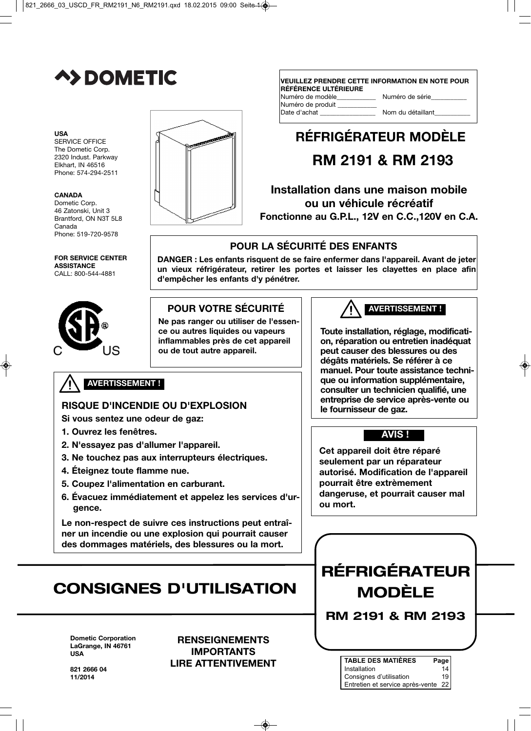# DOMETIC

**VEUILLEZ PRENDRE CETTE INFORMATION EN NOTE POUR RÉFÉRENCE ULTÉRIEURE**

| | |
|---|---|
| Numéro de modèle___________ | Numéro de série__________ |
| Numéro de produit ___________ | |
| Date d'achat _______________ | Nom du détaillant__________ |

**USA**
SERVICE OFFICE
The Dometic Corp.
2320 Indust. Parkway
Elkhart, IN 46516
Phone: 574-294-2511

**CANADA**
Dometic Corp.
46 Zatonski, Unit 3
Brantford, ON N3T 5L8
Canada
Phone: 519-720-9578

**FOR SERVICE CENTER ASSISTANCE**
CALL: 800-544-4881

## RÉFRIGÉRATEUR MODÈLE RM 2191 & RM 2193

### Installation dans une maison mobile ou un véhicule récréatif

**Fonctionne au G.P.L., 12V en C.C.,120V en C.A.**

### POUR LA SÉCURITÉ DES ENFANTS

**DANGER : Les enfants risquent de se faire enfermer dans l'appareil. Avant de jeter un vieux réfrigérateur, retirer les portes et laisser les clayettes en place afin d'empêcher les enfants d'y pénétrer.**

### POUR VOTRE SÉCURITÉ

**Ne pas ranger ou utiliser de l'essence ou autres liquides ou vapeurs inflammables près de cet appareil ou de tout autre appareil.**

**AVERTISSEMENT !**

**Toute installation, réglage, modification, réparation ou entretien inadéquat peut causer des blessures ou des dégâts matériels. Se référer à ce manuel. Pour toute assistance technique ou information supplémentaire, consulter un technicien qualifié, une entreprise de service après-vente ou le fournisseur de gaz.**

**AVERTISSEMENT !**

### RISQUE D'INCENDIE OU D'EXPLOSION

**Si vous sentez une odeur de gaz:**

1. **Ouvrez les fenêtres.**
2. **N'essayez pas d'allumer l'appareil.**
3. **Ne touchez pas aux interrupteurs électriques.**
4. **Éteignez toute flamme nue.**
5. **Coupez l'alimentation en carburant.**
6. **Évacuez immédiatement et appelez les services d'urgence.**

**Le non-respect de suivre ces instructions peut entraîner un incendie ou une explosion qui pourrait causer des dommages matériels, des blessures ou la mort.**

**AVIS !**

**Cet appareil doit être réparé seulement par un réparateur autorisé. Modification de l'appareil pourrait être extrèmement dangereuse, et pourrait causer mal ou mort.**

# CONSIGNES D'UTILISATION

# RÉFRIGÉRATEUR MODÈLE

## RM 2191 & RM 2193

**Dometic Corporation**
**LaGrange, IN 46761**
**USA**

**821 2666 04**
**11/2014**

**RENSEIGNEMENTS IMPORTANTS LIRE ATTENTIVEMENT**

| TABLE DES MATIÈRES | Page |
|---|---|
| Installation | 14 |
| Consignes d'utilisation | 19 |
| Entretien et service après-vente | 22 |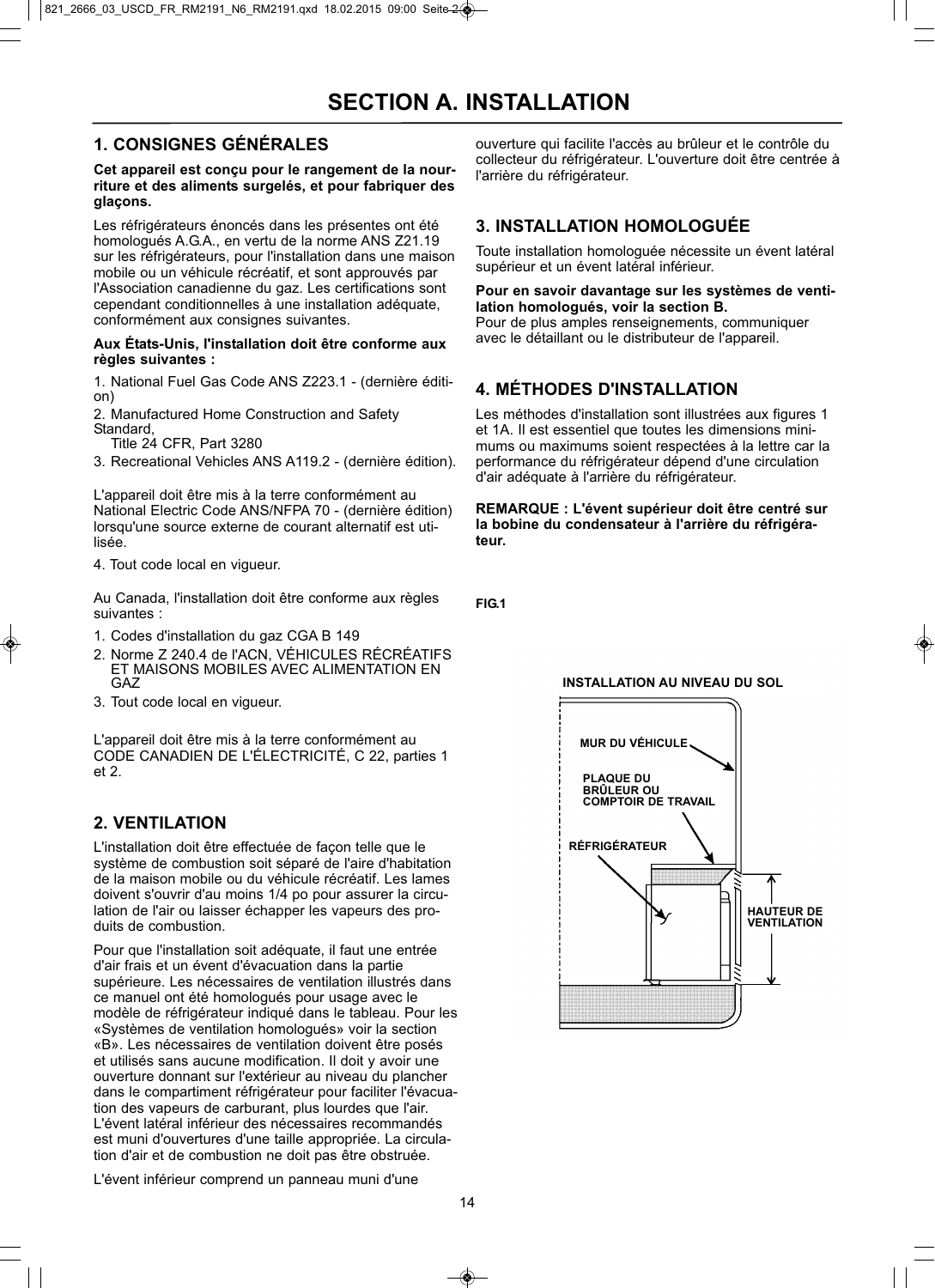# SECTION A. INSTALLATION

## 1. CONSIGNES GÉNÉRALES

**Cet appareil est conçu pour le rangement de la nourriture et des aliments surgelés, et pour fabriquer des glaçons.**

Les réfrigérateurs énoncés dans les présentes ont été homologués A.G.A., en vertu de la norme ANS Z21.19 sur les réfrigérateurs, pour l'installation dans une maison mobile ou un véhicule récréatif, et sont approuvés par l'Association canadienne du gaz. Les certifications sont cependant conditionnelles à une installation adéquate, conformément aux consignes suivantes.

**Aux États-Unis, l'installation doit être conforme aux règles suivantes :**

1. National Fuel Gas Code ANS Z223.1 - (dernière édition)
2. Manufactured Home Construction and Safety Standard,
   Title 24 CFR, Part 3280
3. Recreational Vehicles ANS A119.2 - (dernière édition).

L'appareil doit être mis à la terre conformément au National Electric Code ANS/NFPA 70 - (dernière édition) lorsqu'une source externe de courant alternatif est utilisée.

4. Tout code local en vigueur.

Au Canada, l'installation doit être conforme aux règles suivantes :

1. Codes d'installation du gaz CGA B 149
2. Norme Z 240.4 de l'ACN, VÉHICULES RÉCRÉATIFS ET MAISONS MOBILES AVEC ALIMENTATION EN GAZ
3. Tout code local en vigueur.

L'appareil doit être mis à la terre conformément au CODE CANADIEN DE L'ÉLECTRICITÉ, C 22, parties 1 et 2.

## 2. VENTILATION

L'installation doit être effectuée de façon telle que le système de combustion soit séparé de l'aire d'habitation de la maison mobile ou du véhicule récréatif. Les lames doivent s'ouvrir d'au moins 1/4 po pour assurer la circulation de l'air ou laisser échapper les vapeurs des produits de combustion.

Pour que l'installation soit adéquate, il faut une entrée d'air frais et un évent d'évacuation dans la partie supérieure. Les nécessaires de ventilation illustrés dans ce manuel ont été homologués pour usage avec le modèle de réfrigérateur indiqué dans le tableau. Pour les «Systèmes de ventilation homologués» voir la section «B». Les nécessaires de ventilation doivent être posés et utilisés sans aucune modification. Il doit y avoir une ouverture donnant sur l'extérieur au niveau du plancher dans le compartiment réfrigérateur pour faciliter l'évacuation des vapeurs de carburant, plus lourdes que l'air. L'évent latéral inférieur des nécessaires recommandés est muni d'ouvertures d'une taille appropriée. La circulation d'air et de combustion ne doit pas être obstruée.

L'évent inférieur comprend un panneau muni d'une ouverture qui facilite l'accès au brûleur et le contrôle du collecteur du réfrigérateur. L'ouverture doit être centrée à l'arrière du réfrigérateur.

## 3. INSTALLATION HOMOLOGUÉE

Toute installation homologuée nécessite un évent latéral supérieur et un évent latéral inférieur.

**Pour en savoir davantage sur les systèmes de ventilation homologués, voir la section B.**
Pour de plus amples renseignements, communiquer avec le détaillant ou le distributeur de l'appareil.

## 4. MÉTHODES D'INSTALLATION

Les méthodes d'installation sont illustrées aux figures 1 et 1A. Il est essentiel que toutes les dimensions minimums ou maximums soient respectées à la lettre car la performance du réfrigérateur dépend d'une circulation d'air adéquate à l'arrière du réfrigérateur.

**REMARQUE : L'évent supérieur doit être centré sur la bobine du condensateur à l'arrière du réfrigérateur.**

**FIG.1**

INSTALLATION AU NIVEAU DU SOL

MUR DU VÉHICULE

PLAQUE DU BRÛLEUR OU COMPTOIR DE TRAVAIL

RÉFRIGÉRATEUR

HAUTEUR DE VENTILATION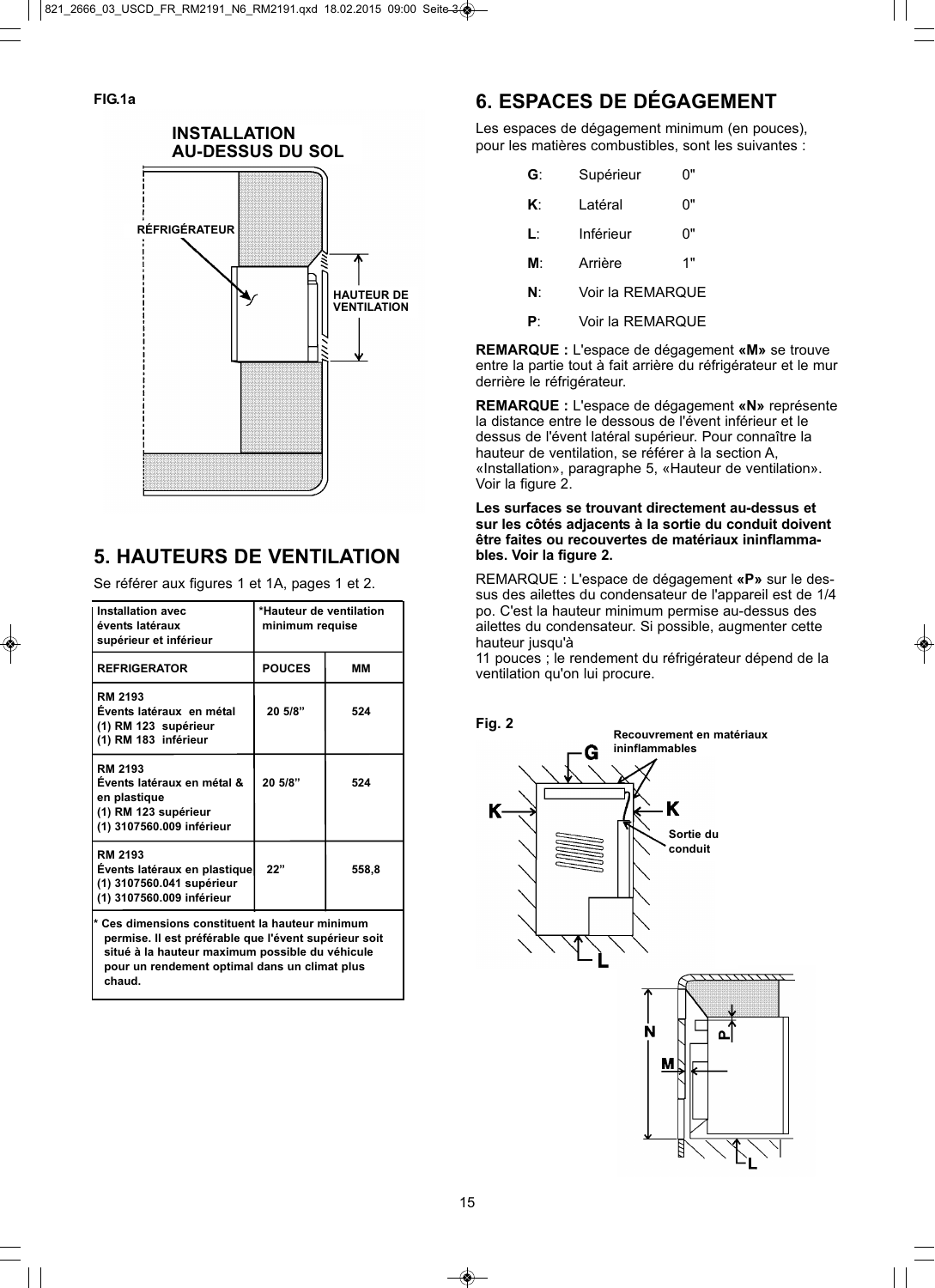FIG.1a

INSTALLATION AU-DESSUS DU SOL

RÉFRIGÉRATEUR

HAUTEUR DE VENTILATION

## 5. HAUTEURS DE VENTILATION

Se référer aux figures 1 et 1A, pages 1 et 2.

| Installation avec évents latéraux supérieur et inférieur | *Hauteur de ventilation minimum requise | |
|---|---|---|
| **REFRIGERATOR** | **POUCES** | **MM** |
| RM 2193<br>Évents latéraux en métal<br>(1) RM 123 supérieur<br>(1) RM 183 inférieur | 20 5/8” | 524 |
| RM 2193<br>Évents latéraux en métal & en plastique<br>(1) RM 123 supérieur<br>(1) 3107560.009 inférieur | 20 5/8” | 524 |
| RM 2193<br>Évents latéraux en plastique<br>(1) 3107560.041 supérieur<br>(1) 3107560.009 inférieur | 22” | 558,8 |

**\* Ces dimensions constituent la hauteur minimum permise. Il est préférable que l'évent supérieur soit situé à la hauteur maximum possible du véhicule pour un rendement optimal dans un climat plus chaud.**

## 6. ESPACES DE DÉGAGEMENT

Les espaces de dégagement minimum (en pouces), pour les matières combustibles, sont les suivantes :

- **G**: Supérieur 0"
- **K**: Latéral 0"
- **L**: Inférieur 0"
- **M**: Arrière 1"
- **N**: Voir la REMARQUE
- **P**: Voir la REMARQUE

**REMARQUE :** L'espace de dégagement **«M»** se trouve entre la partie tout à fait arrière du réfrigérateur et le mur derrière le réfrigérateur.

**REMARQUE :** L'espace de dégagement **«N»** représente la distance entre le dessous de l'évent inférieur et le dessus de l'évent latéral supérieur. Pour connaître la hauteur de ventilation, se référer à la section A, «Installation», paragraphe 5, «Hauteur de ventilation». Voir la figure 2.

**Les surfaces se trouvant directement au-dessus et sur les côtés adjacents à la sortie du conduit doivent être faites ou recouvertes de matériaux ininflammables. Voir la figure 2.**

REMARQUE : L'espace de dégagement **«P»** sur le dessus des ailettes du condensateur de l'appareil est de 1/4 po. C'est la hauteur minimum permise au-dessus des ailettes du condensateur. Si possible, augmenter cette hauteur jusqu'à
11 pouces ; le rendement du réfrigérateur dépend de la ventilation qu'on lui procure.

Fig. 2

Recouvrement en matériaux ininflammables

Sortie du conduit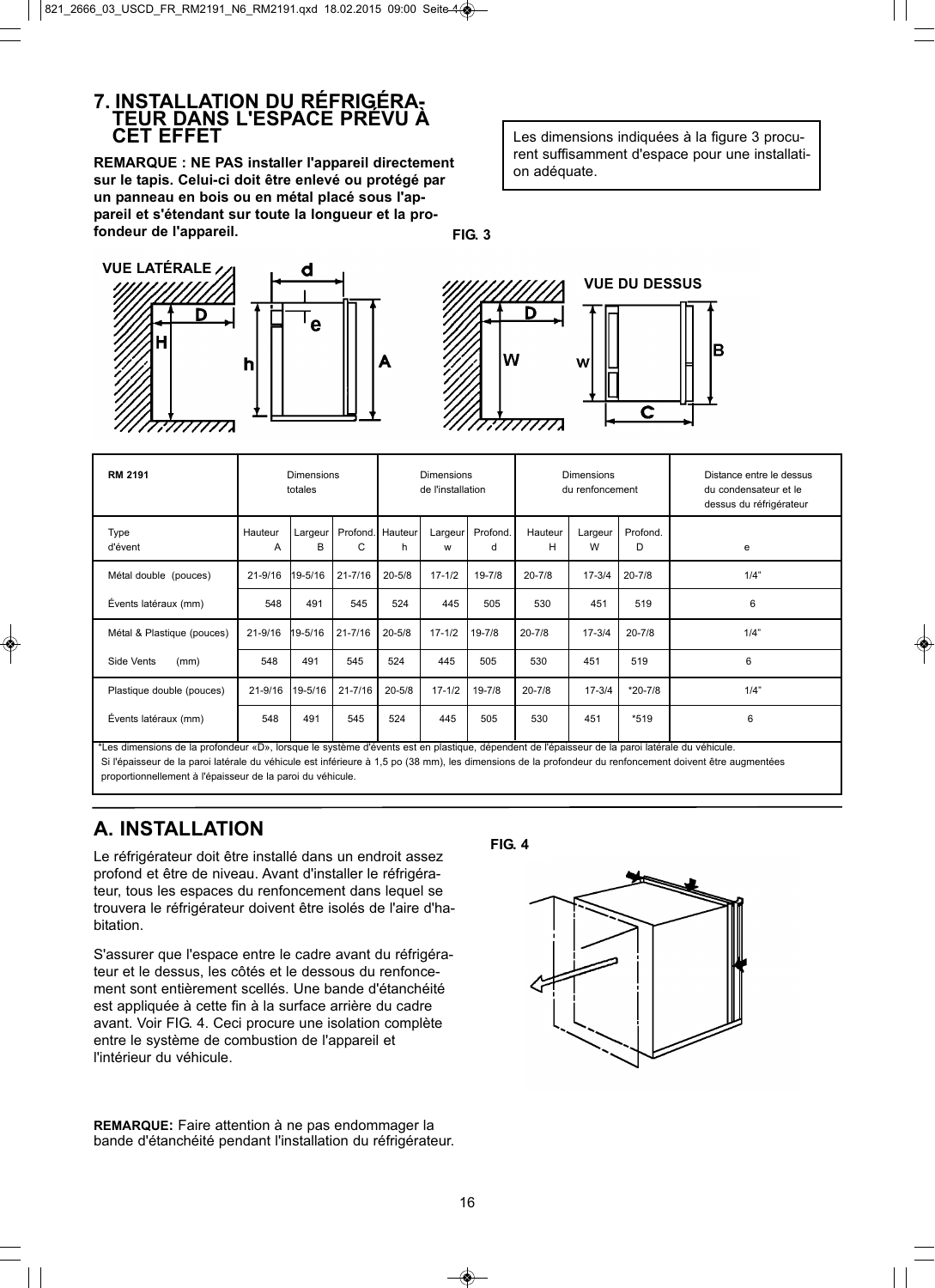## 7. INSTALLATION DU RÉFRIGÉRATEUR DANS L'ESPACE PRÉVU À CET EFFET

**REMARQUE : NE PAS installer l'appareil directement sur le tapis. Celui-ci doit être enlevé ou protégé par un panneau en bois ou en métal placé sous l'appareil et s'étendant sur toute la longueur et la profondeur de l'appareil.**

Les dimensions indiquées à la figure 3 procurent suffisamment d'espace pour une installation adéquate.

**FIG. 3**

VUE LATÉRALE

VUE DU DESSUS

| RM 2191 | Dimensions totales | | | Dimensions de l'installation | | | Dimensions du renfoncement | | | Distance entre le dessus du condensateur et le dessus du réfrigérateur |
|---|---|---|---|---|---|---|---|---|---|---|
| Type d'évent | Hauteur A | Largeur B | Profond. C | Hauteur h | Largeur w | Profond. d | Hauteur H | Largeur W | Profond. D | e |
| Métal double (pouces) | 21-9/16 | 19-5/16 | 21-7/16 | 20-5/8 | 17-1/2 | 19-7/8 | 20-7/8 | 17-3/4 | 20-7/8 | 1/4" |
| Évents latéraux (mm) | 548 | 491 | 545 | 524 | 445 | 505 | 530 | 451 | 519 | 6 |
| Métal & Plastique (pouces) | 21-9/16 | 19-5/16 | 21-7/16 | 20-5/8 | 17-1/2 | 19-7/8 | 20-7/8 | 17-3/4 | 20-7/8 | 1/4" |
| Side Vents (mm) | 548 | 491 | 545 | 524 | 445 | 505 | 530 | 451 | 519 | 6 |
| Plastique double (pouces) | 21-9/16 | 19-5/16 | 21-7/16 | 20-5/8 | 17-1/2 | 19-7/8 | 20-7/8 | 17-3/4 | *20-7/8 | 1/4" |
| Évents latéraux (mm) | 548 | 491 | 545 | 524 | 445 | 505 | 530 | 451 | *519 | 6 |

*Les dimensions de la profondeur «D», lorsque le système d'évents est en plastique, dépendent de l'épaisseur de la paroi latérale du véhicule.
Si l'épaisseur de la paroi latérale du véhicule est inférieure à 1,5 po (38 mm), les dimensions de la profondeur du renfoncement doivent être augmentées proportionnellement à l'épaisseur de la paroi du véhicule.

## A. INSTALLATION

Le réfrigérateur doit être installé dans un endroit assez profond et être de niveau. Avant d'installer le réfrigérateur, tous les espaces du renfoncement dans lequel se trouvera le réfrigérateur doivent être isolés de l'aire d'habitation.

S'assurer que l'espace entre le cadre avant du réfrigérateur et le dessus, les côtés et le dessous du renfoncement sont entièrement scellés. Une bande d'étanchéité est appliquée à cette fin à la surface arrière du cadre avant. Voir FIG. 4. Ceci procure une isolation complète entre le système de combustion de l'appareil et l'intérieur du véhicule.

**FIG. 4**

**REMARQUE:** Faire attention à ne pas endommager la bande d'étanchéité pendant l'installation du réfrigérateur.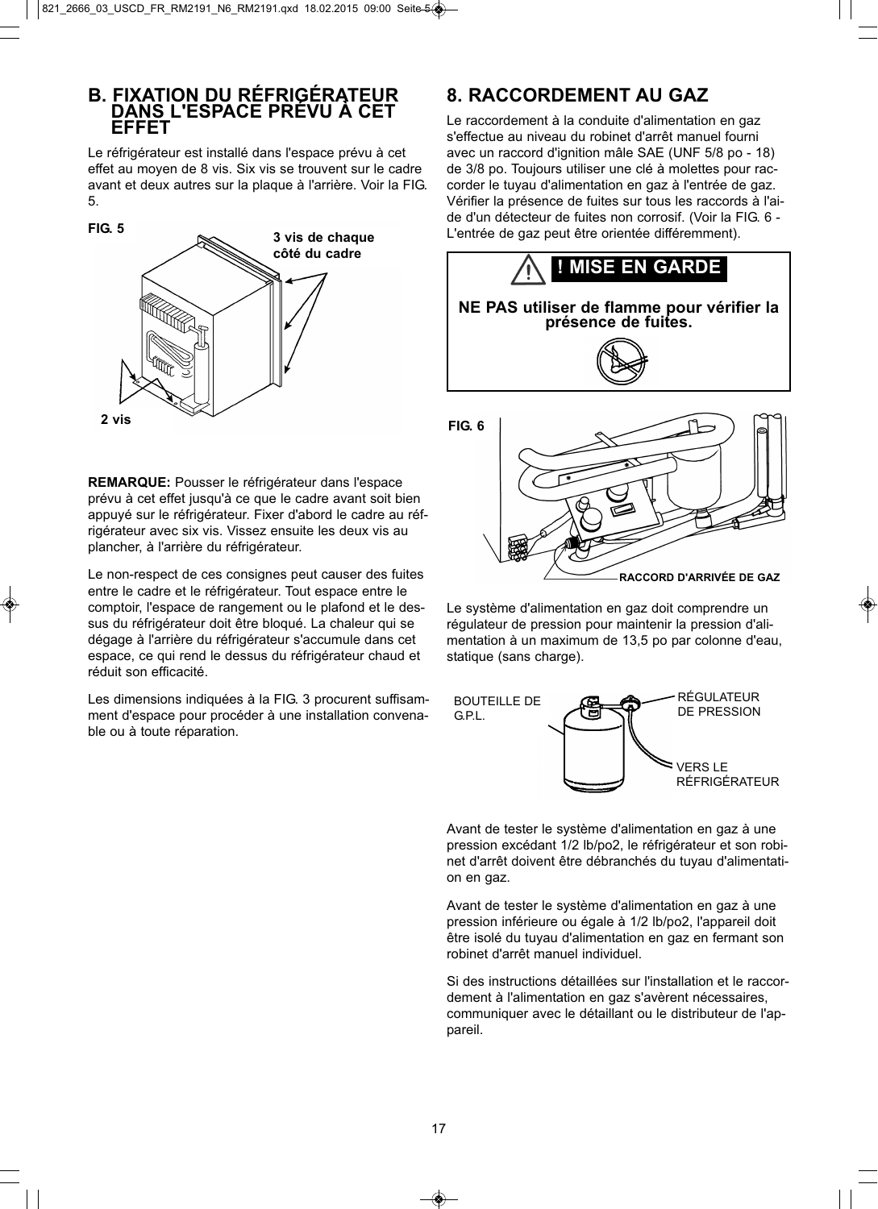## B. FIXATION DU RÉFRIGÉRATEUR DANS L'ESPACE PRÉVU À CET EFFET

Le réfrigérateur est installé dans l'espace prévu à cet effet au moyen de 8 vis. Six vis se trouvent sur le cadre avant et deux autres sur la plaque à l'arrière. Voir la FIG. 5.

**FIG. 5**

**3 vis de chaque côté du cadre**

**2 vis**

**REMARQUE:** Pousser le réfrigérateur dans l'espace prévu à cet effet jusqu'à ce que le cadre avant soit bien appuyé sur le réfrigérateur. Fixer d'abord le cadre au réfrigérateur avec six vis. Vissez ensuite les deux vis au plancher, à l'arrière du réfrigérateur.

Le non-respect de ces consignes peut causer des fuites entre le cadre et le réfrigérateur. Tout espace entre le comptoir, l'espace de rangement ou le plafond et le dessus du réfrigérateur doit être bloqué. La chaleur qui se dégage à l'arrière du réfrigérateur s'accumule dans cet espace, ce qui rend le dessus du réfrigérateur chaud et réduit son efficacité.

Les dimensions indiquées à la FIG. 3 procurent suffisamment d'espace pour procéder à une installation convenable ou à toute réparation.

## 8. RACCORDEMENT AU GAZ

Le raccordement à la conduite d'alimentation en gaz s'effectue au niveau du robinet d'arrêt manuel fourni avec un raccord d'ignition mâle SAE (UNF 5/8 po - 18) de 3/8 po. Toujours utiliser une clé à molettes pour raccorder le tuyau d'alimentation en gaz à l'entrée de gaz. Vérifier la présence de fuites sur tous les raccords à l'aide d'un détecteur de fuites non corrosif. (Voir la FIG. 6 - L'entrée de gaz peut être orientée différemment).

**! MISE EN GARDE**

**NE PAS utiliser de flamme pour vérifier la présence de fuites.**

**FIG. 6**

**RACCORD D'ARRIVÉE DE GAZ**

Le système d'alimentation en gaz doit comprendre un régulateur de pression pour maintenir la pression d'alimentation à un maximum de 13,5 po par colonne d'eau, statique (sans charge).

BOUTEILLE DE G.P.L.

RÉGULATEUR DE PRESSION

VERS LE RÉFRIGÉRATEUR

Avant de tester le système d'alimentation en gaz à une pression excédant 1/2 lb/po2, le réfrigérateur et son robinet d'arrêt doivent être débranchés du tuyau d'alimentation en gaz.

Avant de tester le système d'alimentation en gaz à une pression inférieure ou égale à 1/2 lb/po2, l'appareil doit être isolé du tuyau d'alimentation en gaz en fermant son robinet d'arrêt manuel individuel.

Si des instructions détaillées sur l'installation et le raccordement à l'alimentation en gaz s'avèrent nécessaires, communiquer avec le détaillant ou le distributeur de l'appareil.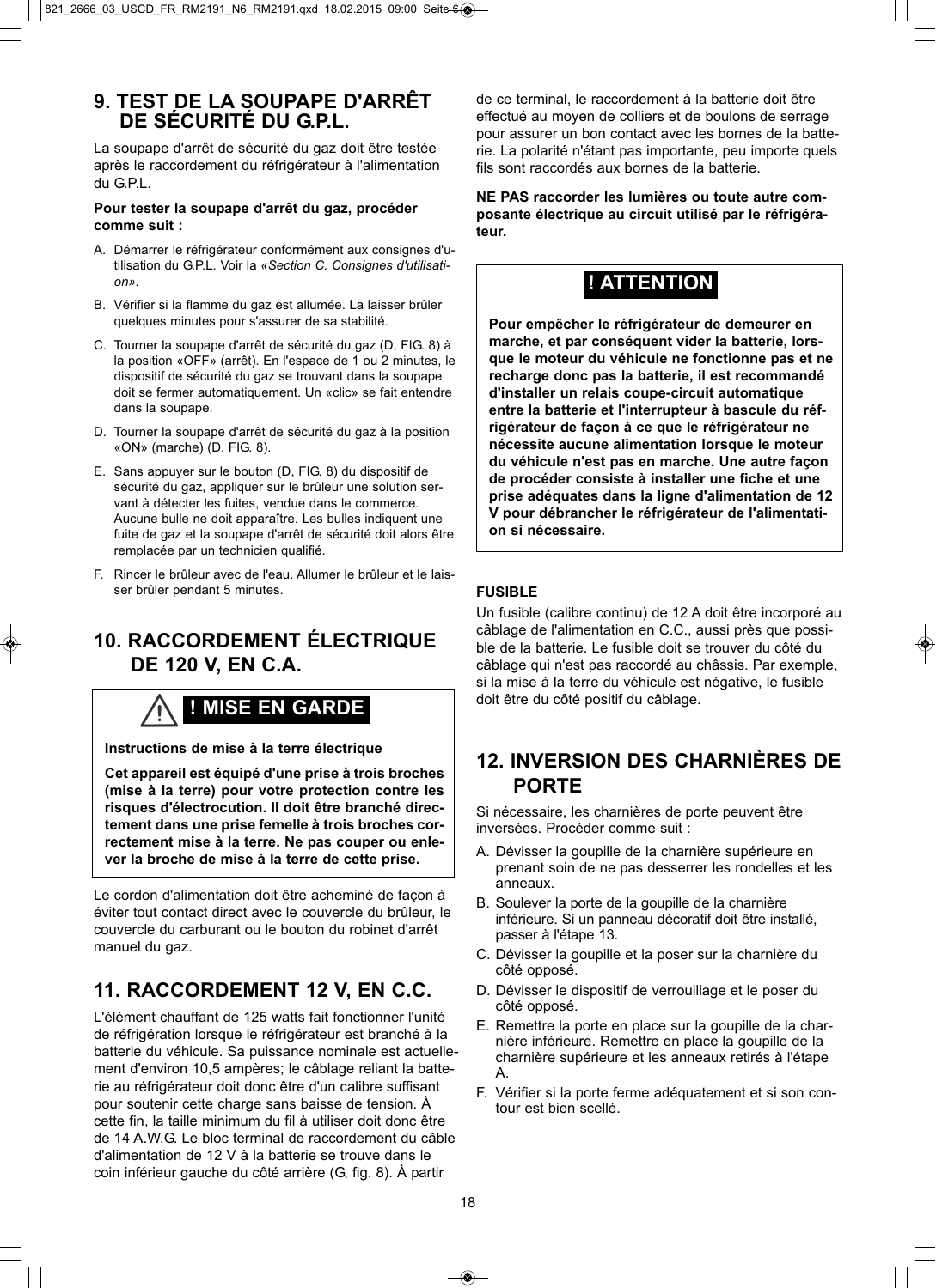## 9. TEST DE LA SOUPAPE D'ARRÊT DE SÉCURITÉ DU G.P.L.

La soupape d'arrêt de sécurité du gaz doit être testée après le raccordement du réfrigérateur à l'alimentation du G.P.L.

**Pour tester la soupape d'arrêt du gaz, procéder comme suit :**

A. Démarrer le réfrigérateur conformément aux consignes d'utilisation du G.P.L. Voir la *«Section C. Consignes d'utilisation»*.

B. Vérifier si la flamme du gaz est allumée. La laisser brûler quelques minutes pour s'assurer de sa stabilité.

C. Tourner la soupape d'arrêt de sécurité du gaz (D, FIG. 8) à la position «OFF» (arrêt). En l'espace de 1 ou 2 minutes, le dispositif de sécurité du gaz se trouvant dans la soupape doit se fermer automatiquement. Un «clic» se fait entendre dans la soupape.

D. Tourner la soupape d'arrêt de sécurité du gaz à la position «ON» (marche) (D, FIG. 8).

E. Sans appuyer sur le bouton (D, FIG. 8) du dispositif de sécurité du gaz, appliquer sur le brûleur une solution servant à détecter les fuites, vendue dans le commerce. Aucune bulle ne doit apparaître. Les bulles indiquent une fuite de gaz et la soupape d'arrêt de sécurité doit alors être remplacée par un technicien qualifié.

F. Rincer le brûleur avec de l'eau. Allumer le brûleur et le laisser brûler pendant 5 minutes.

## 10. RACCORDEMENT ÉLECTRIQUE DE 120 V, EN C.A.

**⚠ ! MISE EN GARDE**

**Instructions de mise à la terre électrique**

**Cet appareil est équipé d'une prise à trois broches (mise à la terre) pour votre protection contre les risques d'électrocution. Il doit être branché directement dans une prise femelle à trois broches correctement mise à la terre. Ne pas couper ou enlever la broche de mise à la terre de cette prise.**

Le cordon d'alimentation doit être acheminé de façon à éviter tout contact direct avec le couvercle du brûleur, le couvercle du carburant ou le bouton du robinet d'arrêt manuel du gaz.

## 11. RACCORDEMENT 12 V, EN C.C.

L'élément chauffant de 125 watts fait fonctionner l'unité de réfrigération lorsque le réfrigérateur est branché à la batterie du véhicule. Sa puissance nominale est actuellement d'environ 10,5 ampères; le câblage reliant la batterie au réfrigérateur doit donc être d'un calibre suffisant pour soutenir cette charge sans baisse de tension. À cette fin, la taille minimum du fil à utiliser doit donc être de 14 A.W.G. Le bloc terminal de raccordement du câble d'alimentation de 12 V à la batterie se trouve dans le coin inférieur gauche du côté arrière (G, fig. 8). À partir de ce terminal, le raccordement à la batterie doit être effectué au moyen de colliers et de boulons de serrage pour assurer un bon contact avec les bornes de la batterie. La polarité n'étant pas importante, peu importe quels fils sont raccordés aux bornes de la batterie.

**NE PAS raccorder les lumières ou toute autre composante électrique au circuit utilisé par le réfrigérateur.**

**! ATTENTION**

**Pour empêcher le réfrigérateur de demeurer en marche, et par conséquent vider la batterie, lorsque le moteur du véhicule ne fonctionne pas et ne recharge donc pas la batterie, il est recommandé d'installer un relais coupe-circuit automatique entre la batterie et l'interrupteur à bascule du réfrigérateur de façon à ce que le réfrigérateur ne nécessite aucune alimentation lorsque le moteur du véhicule n'est pas en marche. Une autre façon de procéder consiste à installer une fiche et une prise adéquates dans la ligne d'alimentation de 12 V pour débrancher le réfrigérateur de l'alimentation si nécessaire.**

**FUSIBLE**

Un fusible (calibre continu) de 12 A doit être incorporé au câblage de l'alimentation en C.C., aussi près que possible de la batterie. Le fusible doit se trouver du côté du câblage qui n'est pas raccordé au châssis. Par exemple, si la mise à la terre du véhicule est négative, le fusible doit être du côté positif du câblage.

## 12. INVERSION DES CHARNIÈRES DE PORTE

Si nécessaire, les charnières de porte peuvent être inversées. Procéder comme suit :

A. Dévisser la goupille de la charnière supérieure en prenant soin de ne pas desserrer les rondelles et les anneaux.

B. Soulever la porte de la goupille de la charnière inférieure. Si un panneau décoratif doit être installé, passer à l'étape 13.

C. Dévisser la goupille et la poser sur la charnière du côté opposé.

D. Dévisser le dispositif de verrouillage et le poser du côté opposé.

E. Remettre la porte en place sur la goupille de la charnière inférieure. Remettre en place la goupille de la charnière supérieure et les anneaux retirés à l'étape A.

F. Vérifier si la porte ferme adéquatement et si son contour est bien scellé.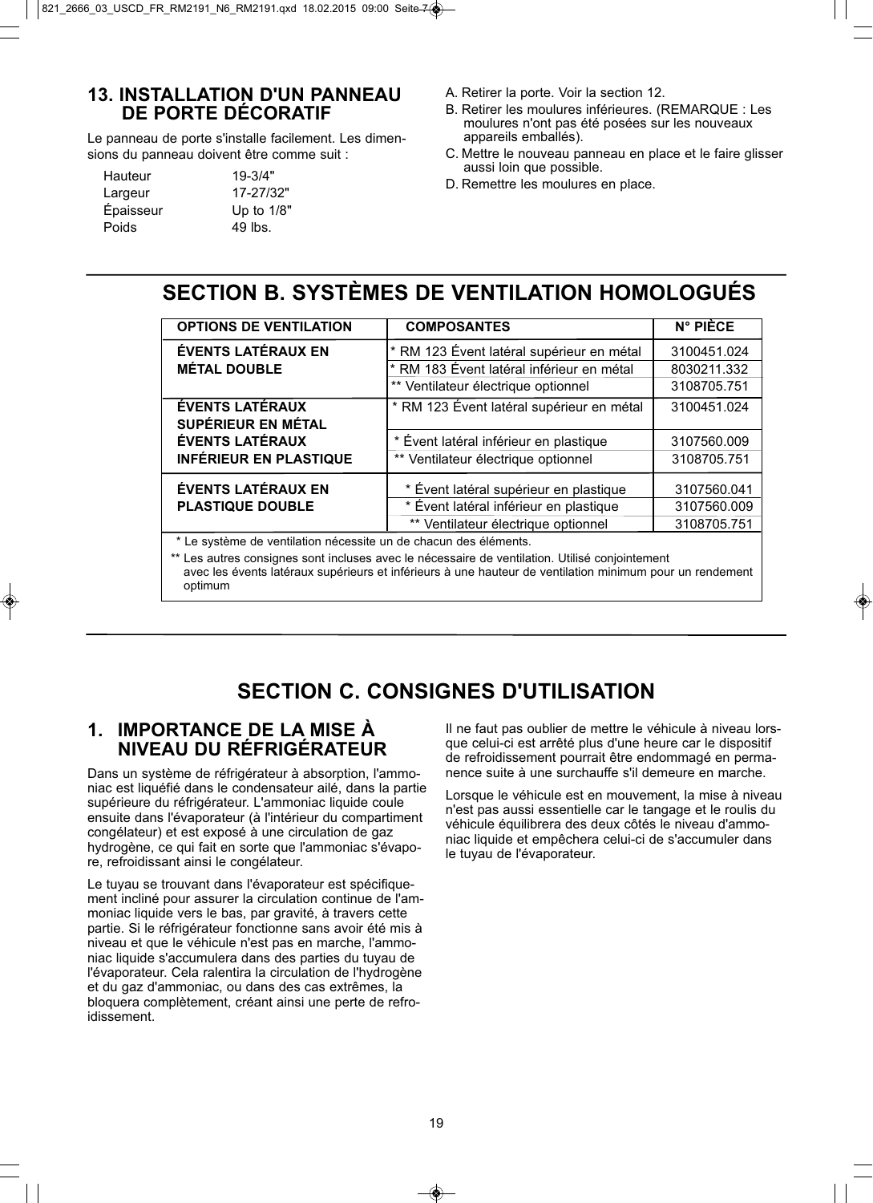## 13. INSTALLATION D'UN PANNEAU DE PORTE DÉCORATIF

Le panneau de porte s'installe facilement. Les dimensions du panneau doivent être comme suit :

| | |
|---|---|
| Hauteur | 19-3/4" |
| Largeur | 17-27/32" |
| Épaisseur | Up to 1/8" |
| Poids | 49 lbs. |

A. Retirer la porte. Voir la section 12.

B. Retirer les moulures inférieures. (REMARQUE : Les moulures n'ont pas été posées sur les nouveaux appareils emballés).

C. Mettre le nouveau panneau en place et le faire glisser aussi loin que possible.

D. Remettre les moulures en place.

# SECTION B. SYSTÈMES DE VENTILATION HOMOLOGUÉS

| OPTIONS DE VENTILATION | COMPOSANTES | N° PIÈCE |
|---|---|---|
| ÉVENTS LATÉRAUX EN MÉTAL DOUBLE | * RM 123 Évent latéral supérieur en métal | 3100451.024 |
| | * RM 183 Évent latéral inférieur en métal | 8030211.332 |
| | ** Ventilateur électrique optionnel | 3108705.751 |
| ÉVENTS LATÉRAUX SUPÉRIEUR EN MÉTAL | * RM 123 Évent latéral supérieur en métal | 3100451.024 |
| ÉVENTS LATÉRAUX INFÉRIEUR EN PLASTIQUE | * Évent latéral inférieur en plastique | 3107560.009 |
| | ** Ventilateur électrique optionnel | 3108705.751 |
| ÉVENTS LATÉRAUX EN PLASTIQUE DOUBLE | * Évent latéral supérieur en plastique | 3107560.041 |
| | * Évent latéral inférieur en plastique | 3107560.009 |
| | ** Ventilateur électrique optionnel | 3108705.751 |

\* Le système de ventilation nécessite un de chacun des éléments.

\*\* Les autres consignes sont incluses avec le nécessaire de ventilation. Utilisé conjointement avec les évents latéraux supérieurs et inférieurs à une hauteur de ventilation minimum pour un rendement optimum

# SECTION C. CONSIGNES D'UTILISATION

## 1. IMPORTANCE DE LA MISE À NIVEAU DU RÉFRIGÉRATEUR

Dans un système de réfrigérateur à absorption, l'ammoniac est liquéfié dans le condensateur ailé, dans la partie supérieure du réfrigérateur. L'ammoniac liquide coule ensuite dans l'évaporateur (à l'intérieur du compartiment congélateur) et est exposé à une circulation de gaz hydrogène, ce qui fait en sorte que l'ammoniac s'évapore, refroidissant ainsi le congélateur.

Le tuyau se trouvant dans l'évaporateur est spécifiquement incliné pour assurer la circulation continue de l'ammoniac liquide vers le bas, par gravité, à travers cette partie. Si le réfrigérateur fonctionne sans avoir été mis à niveau et que le véhicule n'est pas en marche, l'ammoniac liquide s'accumulera dans des parties du tuyau de l'évaporateur. Cela ralentira la circulation de l'hydrogène et du gaz d'ammoniac, ou dans des cas extrêmes, la bloquera complètement, créant ainsi une perte de refroidissement.

Il ne faut pas oublier de mettre le véhicule à niveau lorsque celui-ci est arrêté plus d'une heure car le dispositif de refroidissement pourrait être endommagé en permanence suite à une surchauffe s'il demeure en marche.

Lorsque le véhicule est en mouvement, la mise à niveau n'est pas aussi essentielle car le tangage et le roulis du véhicule équilibrera des deux côtés le niveau d'ammoniac liquide et empêchera celui-ci de s'accumuler dans le tuyau de l'évaporateur.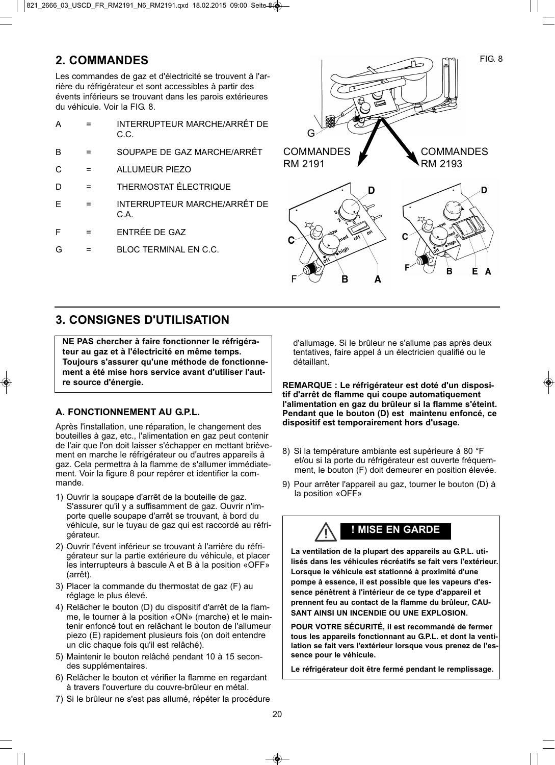## 2. COMMANDES

Les commandes de gaz et d'électricité se trouvent à l'arrière du réfrigérateur et sont accessibles à partir des évents inférieurs se trouvant dans les parois extérieures du véhicule. Voir la FIG. 8.

| | | |
|---|---|---|
| A | = | INTERRUPTEUR MARCHE/ARRÊT DE C.C. |
| B | = | SOUPAPE DE GAZ MARCHE/ARRÊT |
| C | = | ALLUMEUR PIEZO |
| D | = | THERMOSTAT ÉLECTRIQUE |
| E | = | INTERRUPTEUR MARCHE/ARRÊT DE C.A. |
| F | = | ENTRÉE DE GAZ |
| G | = | BLOC TERMINAL EN C.C. |

FIG. 8

COMMANDES RM 2191

COMMANDES RM 2193

## 3. CONSIGNES D'UTILISATION

**NE PAS chercher à faire fonctionner le réfrigérateur au gaz et à l'électricité en même temps. Toujours s'assurer qu'une méthode de fonctionnement a été mise hors service avant d'utiliser l'autre source d'énergie.**

### A. FONCTIONNEMENT AU G.P.L.

Après l'installation, une réparation, le changement des bouteilles à gaz, etc., l'alimentation en gaz peut contenir de l'air que l'on doit laisser s'échapper en mettant brièvement en marche le réfrigérateur ou d'autres appareils à gaz. Cela permettra à la flamme de s'allumer immédiatement. Voir la figure 8 pour repérer et identifier la commande.

1) Ouvrir la soupape d'arrêt de la bouteille de gaz. S'assurer qu'il y a suffisamment de gaz. Ouvrir n'importe quelle soupape d'arrêt se trouvant, à bord du véhicule, sur le tuyau de gaz qui est raccordé au réfrigérateur.
2) Ouvrir l'évent inférieur se trouvant à l'arrière du réfrigérateur sur la partie extérieure du véhicule, et placer les interrupteurs à bascule A et B à la position «OFF» (arrêt).
3) Placer la commande du thermostat de gaz (F) au réglage le plus élevé.
4) Relâcher le bouton (D) du dispositif d'arrêt de la flamme, le tourner à la position «ON» (marche) et le maintenir enfoncé tout en relâchant le bouton de l'allumeur piezo (E) rapidement plusieurs fois (on doit entendre un clic chaque fois qu'il est relâché).
5) Maintenir le bouton relâché pendant 10 à 15 secondes supplémentaires.
6) Relâcher le bouton et vérifier la flamme en regardant à travers l'ouverture du couvre-brûleur en métal.
7) Si le brûleur ne s'est pas allumé, répéter la procédure d'allumage. Si le brûleur ne s'allume pas après deux tentatives, faire appel à un électricien qualifié ou le détaillant.

**REMARQUE : Le réfrigérateur est doté d'un dispositif d'arrêt de flamme qui coupe automatiquement l'alimentation en gaz du brûleur si la flamme s'éteint. Pendant que le bouton (D) est maintenu enfoncé, ce dispositif est temporairement hors d'usage.**

8) Si la température ambiante est supérieure à 80 °F et/ou si la porte du réfrigérateur est ouverte fréquemment, le bouton (F) doit demeurer en position élevée.
9) Pour arrêter l'appareil au gaz, tourner le bouton (D) à la position «OFF»

**! MISE EN GARDE**

**La ventilation de la plupart des appareils au G.P.L. utilisés dans les véhicules récréatifs se fait vers l'extérieur. Lorsque le véhicule est stationné à proximité d'une pompe à essence, il est possible que les vapeurs d'essence pénètrent à l'intérieur de ce type d'appareil et prennent feu au contact de la flamme du brûleur, CAUSANT AINSI UN INCENDIE OU UNE EXPLOSION.**

**POUR VOTRE SÉCURITÉ, il est recommandé de fermer tous les appareils fonctionnant au G.P.L. et dont la ventilation se fait vers l'extérieur lorsque vous prenez de l'essence pour le véhicule.**

**Le réfrigérateur doit être fermé pendant le remplissage.**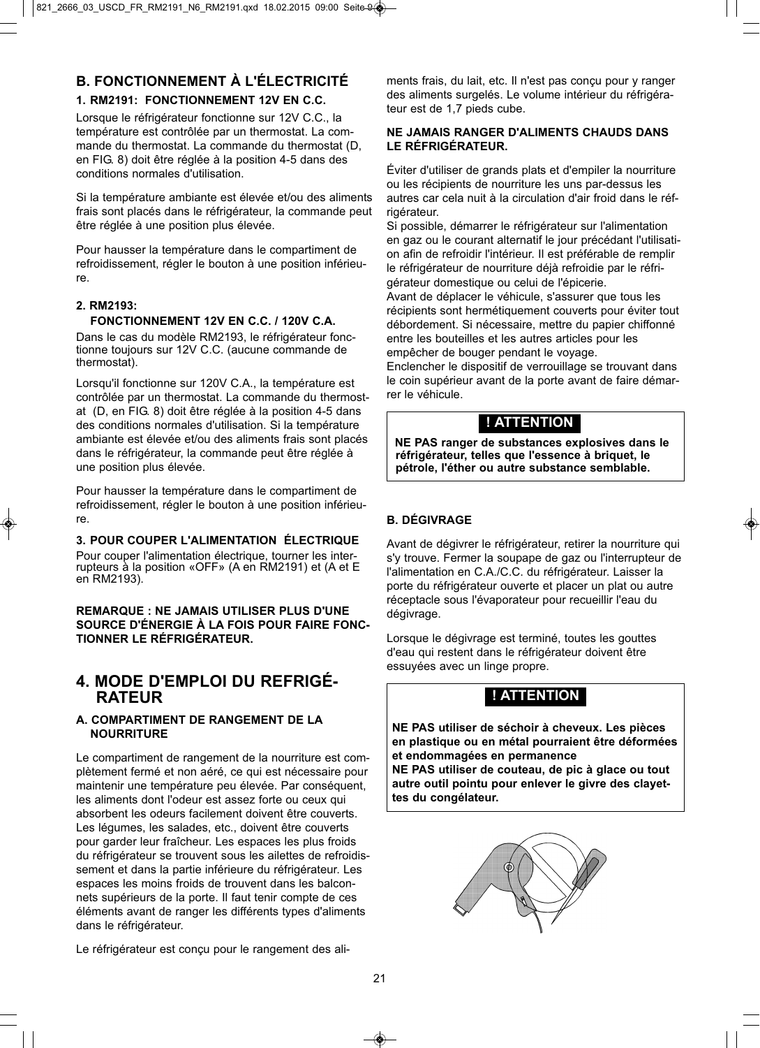## B. FONCTIONNEMENT À L'ÉLECTRICITÉ

### 1. RM2191: FONCTIONNEMENT 12V EN C.C.

Lorsque le réfrigérateur fonctionne sur 12V C.C., la température est contrôlée par un thermostat. La commande du thermostat. La commande du thermostat (D, en FIG. 8) doit être réglée à la position 4-5 dans des conditions normales d'utilisation.

Si la température ambiante est élevée et/ou des aliments frais sont placés dans le réfrigérateur, la commande peut être réglée à une position plus élevée.

Pour hausser la température dans le compartiment de refroidissement, régler le bouton à une position inférieure.

### 2. RM2193: FONCTIONNEMENT 12V EN C.C. / 120V C.A.

Dans le cas du modèle RM2193, le réfrigérateur fonctionne toujours sur 12V C.C. (aucune commande de thermostat).

Lorsqu'il fonctionne sur 120V C.A., la température est contrôlée par un thermostat. La commande du thermostat (D, en FIG. 8) doit être réglée à la position 4-5 dans des conditions normales d'utilisation. Si la température ambiante est élevée et/ou des aliments frais sont placés dans le réfrigérateur, la commande peut être réglée à une position plus élevée.

Pour hausser la température dans le compartiment de refroidissement, régler le bouton à une position inférieure.

### 3. POUR COUPER L'ALIMENTATION ÉLECTRIQUE

Pour couper l'alimentation électrique, tourner les interrupteurs à la position «OFF» (A en RM2191) et (A et E en RM2193).

**REMARQUE : NE JAMAIS UTILISER PLUS D'UNE SOURCE D'ÉNERGIE À LA FOIS POUR FAIRE FONCTIONNER LE RÉFRIGÉRATEUR.**

# 4. MODE D'EMPLOI DU REFRIGÉRATEUR

### A. COMPARTIMENT DE RANGEMENT DE LA NOURRITURE

Le compartiment de rangement de la nourriture est complètement fermé et non aéré, ce qui est nécessaire pour maintenir une température peu élevée. Par conséquent, les aliments dont l'odeur est assez forte ou ceux qui absorbent les odeurs facilement doivent être couverts. Les légumes, les salades, etc., doivent être couverts pour garder leur fraîcheur. Les espaces les plus froids du réfrigérateur se trouvent sous les ailettes de refroidissement et dans la partie inférieure du réfrigérateur. Les espaces les moins froids de trouvent dans les balconnets supérieurs de la porte. Il faut tenir compte de ces éléments avant de ranger les différents types d'aliments dans le réfrigérateur.

Le réfrigérateur est conçu pour le rangement des aliments frais, du lait, etc. Il n'est pas conçu pour y ranger des aliments surgelés. Le volume intérieur du réfrigérateur est de 1,7 pieds cube.

**NE JAMAIS RANGER D'ALIMENTS CHAUDS DANS LE RÉFRIGÉRATEUR.**

Éviter d'utiliser de grands plats et d'empiler la nourriture ou les récipients de nourriture les uns par-dessus les autres car cela nuit à la circulation d'air froid dans le réfrigérateur.
Si possible, démarrer le réfrigérateur sur l'alimentation en gaz ou le courant alternatif le jour précédant l'utilisation afin de refroidir l'intérieur. Il est préférable de remplir le réfrigérateur de nourriture déjà refroidie par le réfrigérateur domestique ou celui de l'épicerie.
Avant de déplacer le véhicule, s'assurer que tous les récipients sont hermétiquement couverts pour éviter tout débordement. Si nécessaire, mettre du papier chiffonné entre les bouteilles et les autres articles pour les empêcher de bouger pendant le voyage.
Enclencher le dispositif de verrouillage se trouvant dans le coin supérieur avant de la porte avant de faire démarrer le véhicule.

> **! ATTENTION**
>
> **NE PAS ranger de substances explosives dans le réfrigérateur, telles que l'essence à briquet, le pétrole, l'éther ou autre substance semblable.**

### B. DÉGIVRAGE

Avant de dégivrer le réfrigérateur, retirer la nourriture qui s'y trouve. Fermer la soupape de gaz ou l'interrupteur de l'alimentation en C.A./C.C. du réfrigérateur. Laisser la porte du réfrigérateur ouverte et placer un plat ou autre réceptacle sous l'évaporateur pour recueillir l'eau du dégivrage.

Lorsque le dégivrage est terminé, toutes les gouttes d'eau qui restent dans le réfrigérateur doivent être essuyées avec un linge propre.

> **! ATTENTION**
>
> **NE PAS utiliser de séchoir à cheveux. Les pièces en plastique ou en métal pourraient être déformées et endommagées en permanence**
> **NE PAS utiliser de couteau, de pic à glace ou tout autre outil pointu pour enlever le givre des clayettes du congélateur.**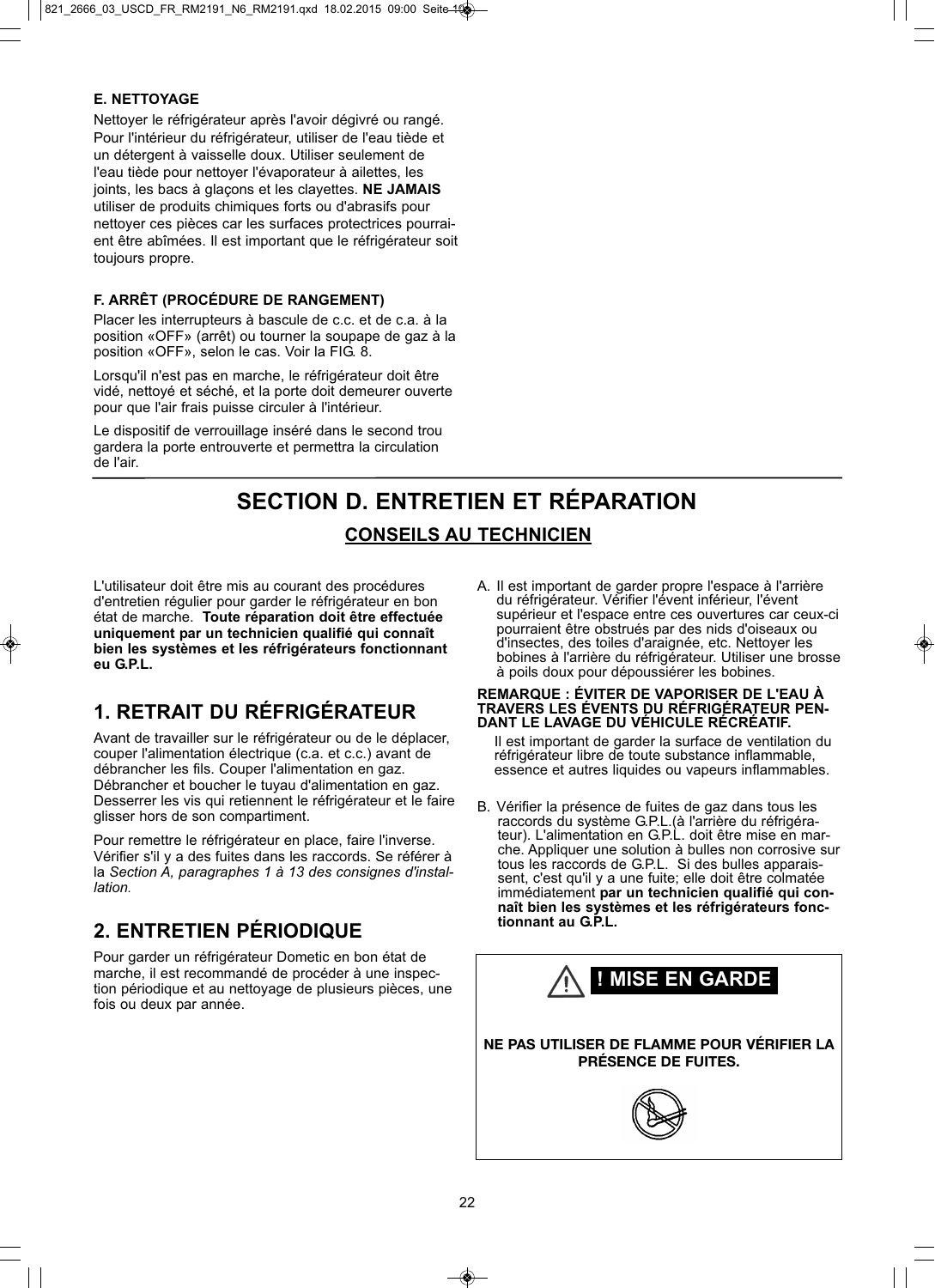### E. NETTOYAGE

Nettoyer le réfrigérateur après l'avoir dégivré ou rangé. Pour l'intérieur du réfrigérateur, utiliser de l'eau tiède et un détergent à vaisselle doux. Utiliser seulement de l'eau tiède pour nettoyer l'évaporateur à ailettes, les joints, les bacs à glaçons et les clayettes. **NE JAMAIS** utiliser de produits chimiques forts ou d'abrasifs pour nettoyer ces pièces car les surfaces protectrices pourraient être abîmées. Il est important que le réfrigérateur soit toujours propre.

### F. ARRÊT (PROCÉDURE DE RANGEMENT)

Placer les interrupteurs à bascule de c.c. et de c.a. à la position «OFF» (arrêt) ou tourner la soupape de gaz à la position «OFF», selon le cas. Voir la FIG. 8.

Lorsqu'il n'est pas en marche, le réfrigérateur doit être vidé, nettoyé et séché, et la porte doit demeurer ouverte pour que l'air frais puisse circuler à l'intérieur.

Le dispositif de verrouillage inséré dans le second trou gardera la porte entrouverte et permettra la circulation de l'air.

# SECTION D. ENTRETIEN ET RÉPARATION

## CONSEILS AU TECHNICIEN

L'utilisateur doit être mis au courant des procédures d'entretien régulier pour garder le réfrigérateur en bon état de marche. **Toute réparation doit être effectuée uniquement par un technicien qualifié qui connaît bien les systèmes et les réfrigérateurs fonctionnant eu G.P.L.**

## 1. RETRAIT DU RÉFRIGÉRATEUR

Avant de travailler sur le réfrigérateur ou de le déplacer, couper l'alimentation électrique (c.a. et c.c.) avant de débrancher les fils. Couper l'alimentation en gaz. Débrancher et boucher le tuyau d'alimentation en gaz. Desserrer les vis qui retiennent le réfrigérateur et le faire glisser hors de son compartiment.

Pour remettre le réfrigérateur en place, faire l'inverse. Vérifier s'il y a des fuites dans les raccords. Se référer à la *Section A, paragraphes 1 à 13 des consignes d'installation.*

## 2. ENTRETIEN PÉRIODIQUE

Pour garder un réfrigérateur Dometic en bon état de marche, il est recommandé de procéder à une inspection périodique et au nettoyage de plusieurs pièces, une fois ou deux par année.

A. Il est important de garder propre l'espace à l'arrière du réfrigérateur. Vérifier l'évent inférieur, l'évent supérieur et l'espace entre ces ouvertures car ceux-ci pourraient être obstrués par des nids d'oiseaux ou d'insectes, des toiles d'araignée, etc. Nettoyer les bobines à l'arrière du réfrigérateur. Utiliser une brosse à poils doux pour dépoussiérer les bobines.

**REMARQUE : ÉVITER DE VAPORISER DE L'EAU À TRAVERS LES ÉVENTS DU RÉFRIGÉRATEUR PENDANT LE LAVAGE DU VÉHICULE RÉCRÉATIF.**

Il est important de garder la surface de ventilation du réfrigérateur libre de toute substance inflammable, essence et autres liquides ou vapeurs inflammables.

B. Vérifier la présence de fuites de gaz dans tous les raccords du système G.P.L.(à l'arrière du réfrigérateur). L'alimentation en G.P.L. doit être mise en marche. Appliquer une solution à bulles non corrosive sur tous les raccords de G.P.L. Si des bulles apparaissent, c'est qu'il y a une fuite; elle doit être colmatée immédiatement **par un technicien qualifié qui connaît bien les systèmes et les réfrigérateurs fonctionnant au G.P.L.**

**! MISE EN GARDE**

**NE PAS UTILISER DE FLAMME POUR VÉRIFIER LA PRÉSENCE DE FUITES.**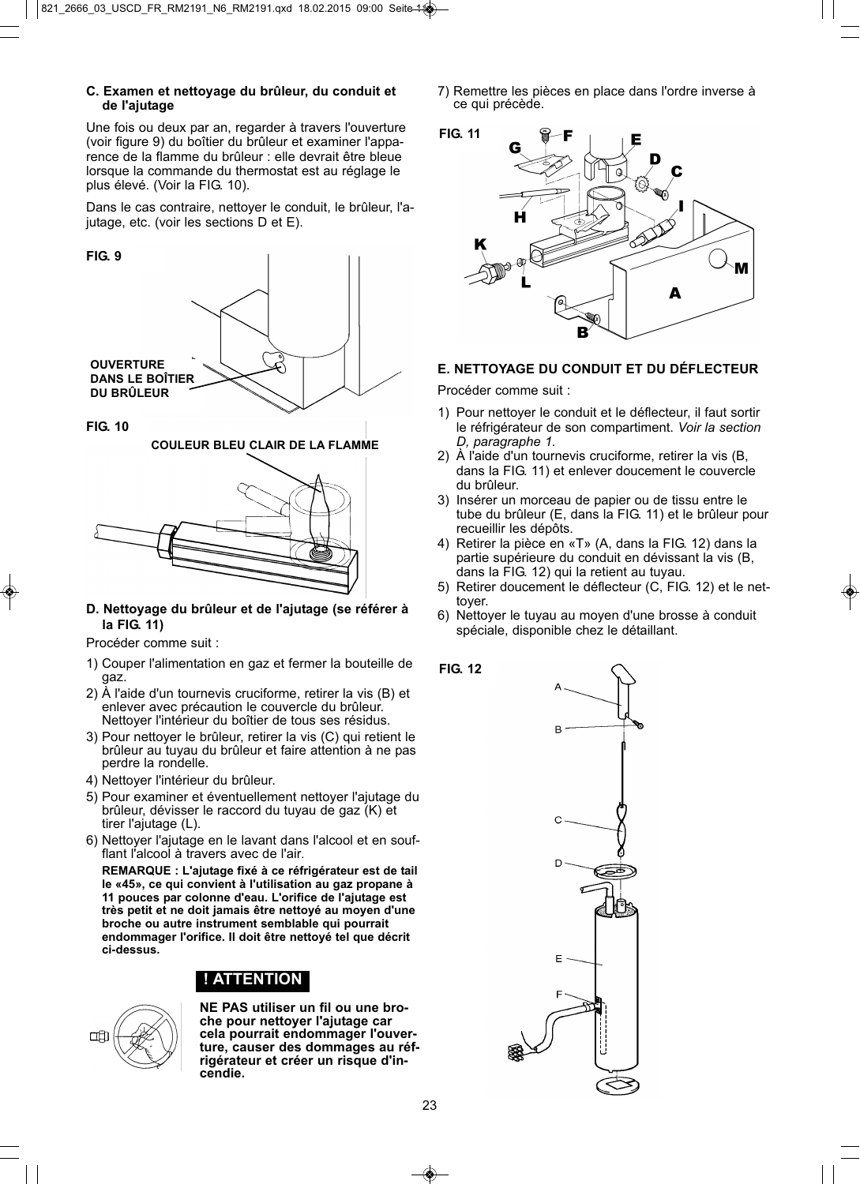**C. Examen et nettoyage du brûleur, du conduit et de l'ajutage**

Une fois ou deux par an, regarder à travers l'ouverture (voir figure 9) du boîtier du brûleur et examiner l'apparence de la flamme du brûleur : elle devrait être bleue lorsque la commande du thermostat est au réglage le plus élevé. (Voir la FIG. 10).

Dans le cas contraire, nettoyer le conduit, le brûleur, l'ajutage, etc. (voir les sections D et E).

FIG. 9

OUVERTURE DANS LE BOÎTIER DU BRÛLEUR

FIG. 10

COULEUR BLEU CLAIR DE LA FLAMME

**D. Nettoyage du brûleur et de l'ajutage (se référer à la FIG. 11)**

Procéder comme suit :

1) Couper l'alimentation en gaz et fermer la bouteille de gaz.
2) À l'aide d'un tournevis cruciforme, retirer la vis (B) et enlever avec précaution le couvercle du brûleur. Nettoyer l'intérieur du boîtier de tous ses résidus.
3) Pour nettoyer le brûleur, retirer la vis (C) qui retient le brûleur au tuyau du brûleur et faire attention à ne pas perdre la rondelle.
4) Nettoyer l'intérieur du brûleur.
5) Pour examiner et éventuellement nettoyer l'ajutage du brûleur, dévisser le raccord du tuyau de gaz (K) et tirer l'ajutage (L).
6) Nettoyer l'ajutage en le lavant dans l'alcool et en soufflant l'alcool à travers avec de l'air.

   **REMARQUE : L'ajutage fixé à ce réfrigérateur est de taille «45», ce qui convient à l'utilisation au gaz propane à 11 pouces par colonne d'eau. L'orifice de l'ajutage est très petit et ne doit jamais être nettoyé au moyen d'une broche ou autre instrument semblable qui pourrait endommager l'orifice. Il doit être nettoyé tel que décrit ci-dessus.**

**! ATTENTION**

**NE PAS utiliser un fil ou une broche pour nettoyer l'ajutage car cela pourrait endommager l'ouverture, causer des dommages au réfrigérateur et créer un risque d'incendie.**

7) Remettre les pièces en place dans l'ordre inverse à ce qui précède.

FIG. 11

**E. NETTOYAGE DU CONDUIT ET DU DÉFLECTEUR**

Procéder comme suit :

1) Pour nettoyer le conduit et le déflecteur, il faut sortir le réfrigérateur de son compartiment. *Voir la section D, paragraphe 1.*
2) À l'aide d'un tournevis cruciforme, retirer la vis (B, dans la FIG. 11) et enlever doucement le couvercle du brûleur.
3) Insérer un morceau de papier ou de tissu entre le tube du brûleur (E, dans la FIG. 11) et le brûleur pour recueillir les dépôts.
4) Retirer la pièce en «T» (A, dans la FIG. 12) dans la partie supérieure du conduit en dévissant la vis (B, dans la FIG. 12) qui la retient au tuyau.
5) Retirer doucement le déflecteur (C, FIG. 12) et le nettoyer.
6) Nettoyer le tuyau au moyen d'une brosse à conduit spéciale, disponible chez le détaillant.

FIG. 12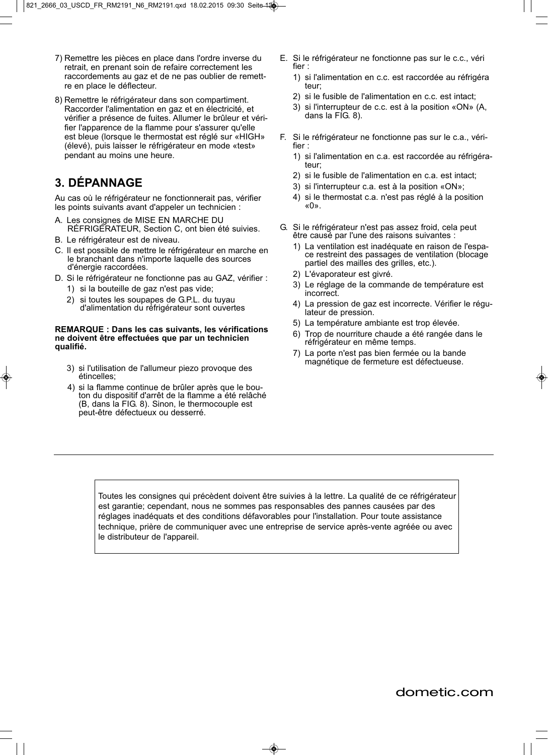7) Remettre les pièces en place dans l'ordre inverse du retrait, en prenant soin de refaire correctement les raccordements au gaz et de ne pas oublier de remettre en place le déflecteur.

8) Remettre le réfrigérateur dans son compartiment. Raccorder l'alimentation en gaz et en électricité, et vérifier a présence de fuites. Allumer le brûleur et vérifier l'apparence de la flamme pour s'assurer qu'elle est bleue (lorsque le thermostat est réglé sur «HIGH» (élevé), puis laisser le réfrigérateur en mode «test» pendant au moins une heure.

## 3. DÉPANNAGE

Au cas où le réfrigérateur ne fonctionnerait pas, vérifier les points suivants avant d'appeler un technicien :

A. Les consignes de MISE EN MARCHE DU RÉFRIGÉRATEUR, Section C, ont bien été suivies.

B. Le réfrigérateur est de niveau.

C. Il est possible de mettre le réfrigérateur en marche en le branchant dans n'importe laquelle des sources d'énergie raccordées.

D. Si le réfrigérateur ne fonctionne pas au GAZ, vérifier :

1) si la bouteille de gaz n'est pas vide;
2) si toutes les soupapes de G.P.L. du tuyau d'alimentation du réfrigérateur sont ouvertes

**REMARQUE : Dans les cas suivants, les vérifications ne doivent être effectuées que par un technicien qualifié.**

3) si l'utilisation de l'allumeur piezo provoque des étincelles;
4) si la flamme continue de brûler après que le bouton du dispositif d'arrêt de la flamme a été relâché (B, dans la FIG. 8). Sinon, le thermocouple est peut-être défectueux ou desserré.

E. Si le réfrigérateur ne fonctionne pas sur le c.c., vérifier :

1) si l'alimentation en c.c. est raccordée au réfrigérateur;
2) si le fusible de l'alimentation en c.c. est intact;
3) si l'interrupteur de c.c. est à la position «ON» (A, dans la FIG. 8).

F. Si le réfrigérateur ne fonctionne pas sur le c.a., vérifier :

1) si l'alimentation en c.a. est raccordée au réfrigérateur;
2) si le fusible de l'alimentation en c.a. est intact;
3) si l'interrupteur c.a. est à la position «ON»;
4) si le thermostat c.a. n'est pas réglé à la position «0».

G. Si le réfrigérateur n'est pas assez froid, cela peut être causé par l'une des raisons suivantes :

1) La ventilation est inadéquate en raison de l'espace restreint des passages de ventilation (blocage partiel des mailles des grilles, etc.).
2) L'évaporateur est givré.
3) Le réglage de la commande de température est incorrect.
4) La pression de gaz est incorrecte. Vérifier le régulateur de pression.
5) La température ambiante est trop élevée.
6) Trop de nourriture chaude a été rangée dans le réfrigérateur en même temps.
7) La porte n'est pas bien fermée ou la bande magnétique de fermeture est défectueuse.

---

Toutes les consignes qui précèdent doivent être suivies à la lettre. La qualité de ce réfrigérateur est garantie; cependant, nous ne sommes pas responsables des pannes causées par des réglages inadéquats et des conditions défavorables pour l'installation. Pour toute assistance technique, prière de communiquer avec une entreprise de service après-vente agréée ou avec le distributeur de l'appareil.

dometic.com